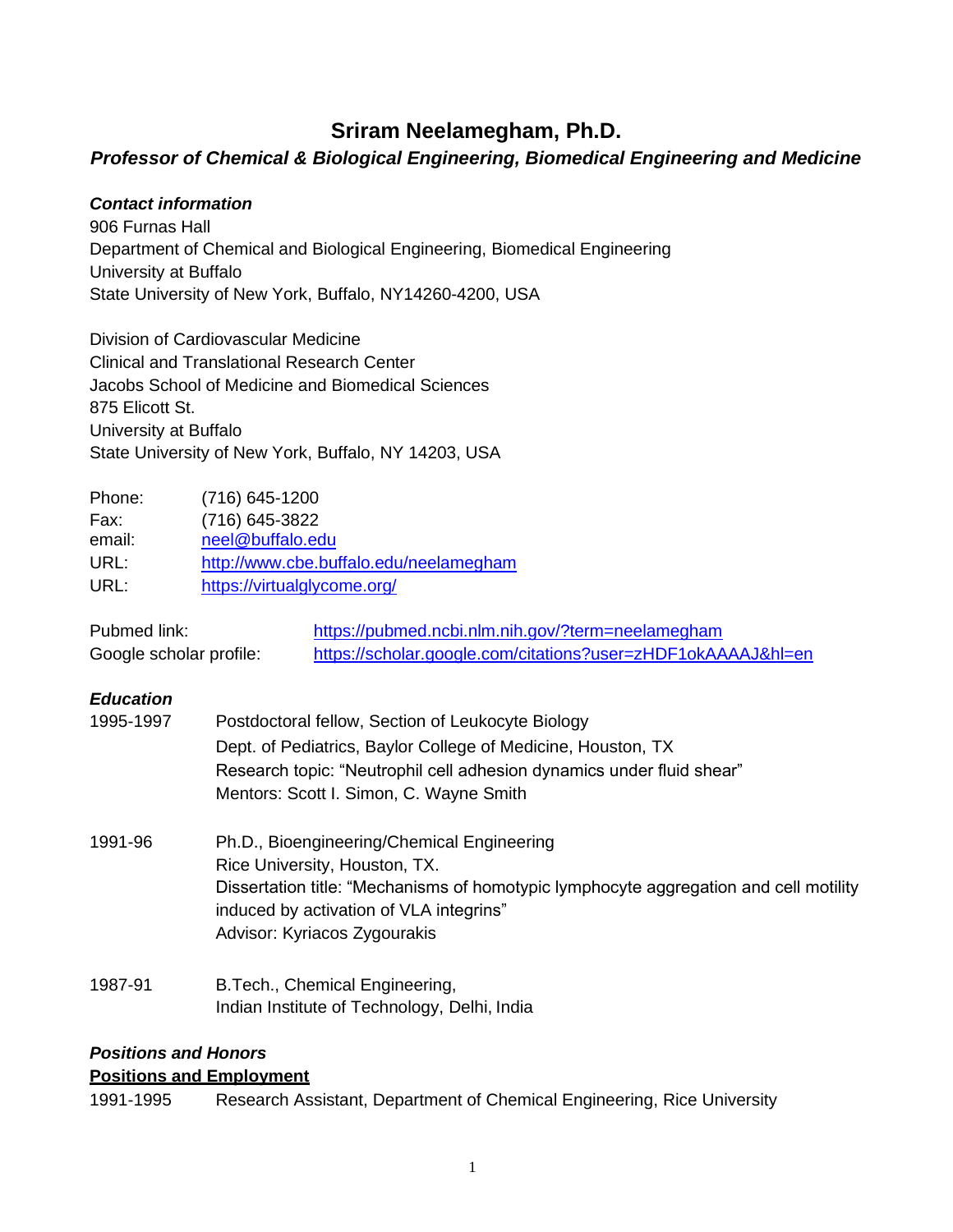# Sriram Neelamegham, Ph.D.

## *Professor of Chemical & Biological Engineering, Biomedical Engineering and Medicine*

***Contact information***

906 Furnas Hall
Department of Chemical and Biological Engineering, Biomedical Engineering
University at Buffalo
State University of New York, Buffalo, NY14260-4200, USA

Division of Cardiovascular Medicine
Clinical and Translational Research Center
Jacobs School of Medicine and Biomedical Sciences
875 Elicott St.
University at Buffalo
State University of New York, Buffalo, NY 14203, USA

| | |
|---|---|
| Phone: | (716) 645-1200 |
| Fax: | (716) 645-3822 |
| email: | [neel@buffalo.edu](mailto:neel@buffalo.edu) |
| URL: | [http://www.cbe.buffalo.edu/neelamegham](http://www.cbe.buffalo.edu/neelamegham) |
| URL: | [https://virtualglycome.org/](https://virtualglycome.org/) |

| | |
|---|---|
| Pubmed link: | [https://pubmed.ncbi.nlm.nih.gov/?term=neelamegham](https://pubmed.ncbi.nlm.nih.gov/?term=neelamegham) |
| Google scholar profile: | [https://scholar.google.com/citations?user=zHDF1okAAAAJ&hl=en](https://scholar.google.com/citations?user=zHDF1okAAAAJ&hl=en) |

***Education***

**1995-1997** Postdoctoral fellow, Section of Leukocyte Biology
Dept. of Pediatrics, Baylor College of Medicine, Houston, TX
Research topic: "Neutrophil cell adhesion dynamics under fluid shear"
Mentors: Scott I. Simon, C. Wayne Smith

**1991-96** Ph.D., Bioengineering/Chemical Engineering
Rice University, Houston, TX.
Dissertation title: "Mechanisms of homotypic lymphocyte aggregation and cell motility induced by activation of VLA integrins"
Advisor: Kyriacos Zygourakis

**1987-91** B.Tech., Chemical Engineering,
Indian Institute of Technology, Delhi, India

***Positions and Honors***

**Positions and Employment**

1991-1995 Research Assistant, Department of Chemical Engineering, Rice University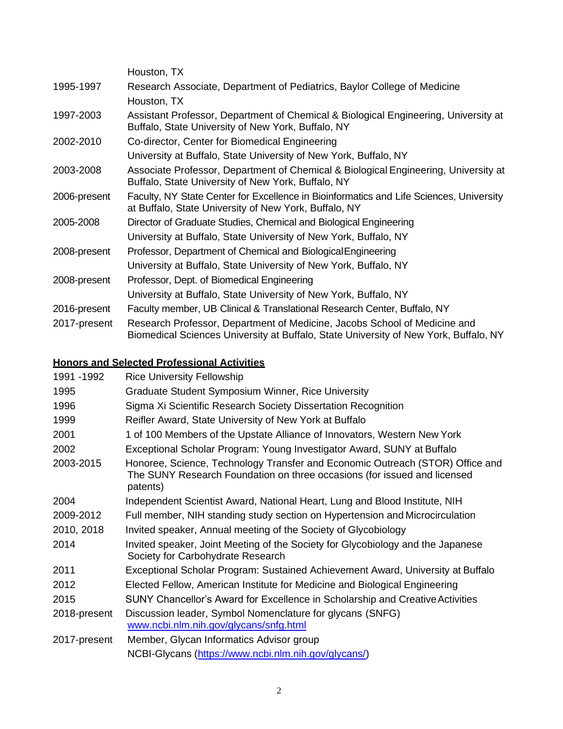| | |
|---|---|
| | Houston, TX |
| 1995-1997 | Research Associate, Department of Pediatrics, Baylor College of Medicine Houston, TX |
| 1997-2003 | Assistant Professor, Department of Chemical & Biological Engineering, University at Buffalo, State University of New York, Buffalo, NY |
| 2002-2010 | Co-director, Center for Biomedical Engineering University at Buffalo, State University of New York, Buffalo, NY |
| 2003-2008 | Associate Professor, Department of Chemical & Biological Engineering, University at Buffalo, State University of New York, Buffalo, NY |
| 2006-present | Faculty, NY State Center for Excellence in Bioinformatics and Life Sciences, University at Buffalo, State University of New York, Buffalo, NY |
| 2005-2008 | Director of Graduate Studies, Chemical and Biological Engineering University at Buffalo, State University of New York, Buffalo, NY |
| 2008-present | Professor, Department of Chemical and Biological Engineering University at Buffalo, State University of New York, Buffalo, NY |
| 2008-present | Professor, Dept. of Biomedical Engineering University at Buffalo, State University of New York, Buffalo, NY |
| 2016-present | Faculty member, UB Clinical & Translational Research Center, Buffalo, NY |
| 2017-present | Research Professor, Department of Medicine, Jacobs School of Medicine and Biomedical Sciences University at Buffalo, State University of New York, Buffalo, NY |

## Honors and Selected Professional Activities

| | |
|---|---|
| 1991 -1992 | Rice University Fellowship |
| 1995 | Graduate Student Symposium Winner, Rice University |
| 1996 | Sigma Xi Scientific Research Society Dissertation Recognition |
| 1999 | Reifler Award, State University of New York at Buffalo |
| 2001 | 1 of 100 Members of the Upstate Alliance of Innovators, Western New York |
| 2002 | Exceptional Scholar Program: Young Investigator Award, SUNY at Buffalo |
| 2003-2015 | Honoree, Science, Technology Transfer and Economic Outreach (STOR) Office and The SUNY Research Foundation on three occasions (for issued and licensed patents) |
| 2004 | Independent Scientist Award, National Heart, Lung and Blood Institute, NIH |
| 2009-2012 | Full member, NIH standing study section on Hypertension and Microcirculation |
| 2010, 2018 | Invited speaker, Annual meeting of the Society of Glycobiology |
| 2014 | Invited speaker, Joint Meeting of the Society for Glycobiology and the Japanese Society for Carbohydrate Research |
| 2011 | Exceptional Scholar Program: Sustained Achievement Award, University at Buffalo |
| 2012 | Elected Fellow, American Institute for Medicine and Biological Engineering |
| 2015 | SUNY Chancellor's Award for Excellence in Scholarship and Creative Activities |
| 2018-present | Discussion leader, Symbol Nomenclature for glycans (SNFG) [www.ncbi.nlm.nih.gov/glycans/snfg.html](www.ncbi.nlm.nih.gov/glycans/snfg.html) |
| 2017-present | Member, Glycan Informatics Advisor group NCBI-Glycans ([https://www.ncbi.nlm.nih.gov/glycans/](https://www.ncbi.nlm.nih.gov/glycans/)) |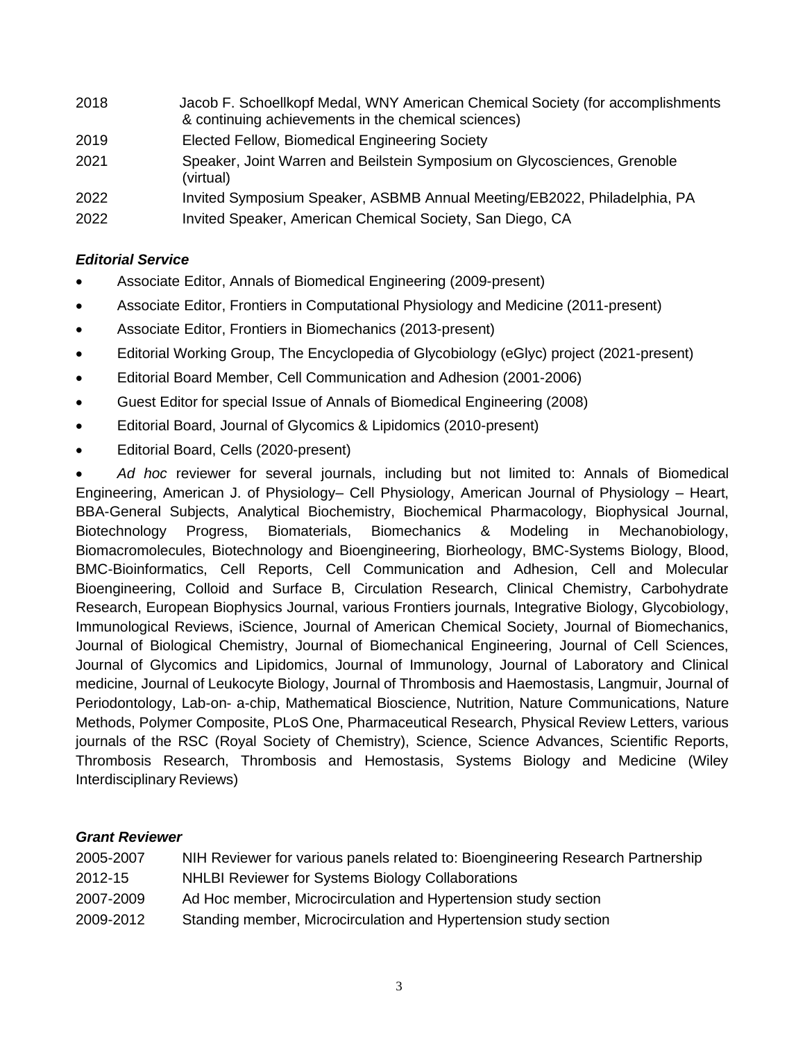| | |
|---|---|
| 2018 | Jacob F. Schoellkopf Medal, WNY American Chemical Society (for accomplishments & continuing achievements in the chemical sciences) |
| 2019 | Elected Fellow, Biomedical Engineering Society |
| 2021 | Speaker, Joint Warren and Beilstein Symposium on Glycosciences, Grenoble (virtual) |
| 2022 | Invited Symposium Speaker, ASBMB Annual Meeting/EB2022, Philadelphia, PA |
| 2022 | Invited Speaker, American Chemical Society, San Diego, CA |

### *Editorial Service*

- Associate Editor, Annals of Biomedical Engineering (2009-present)
- Associate Editor, Frontiers in Computational Physiology and Medicine (2011-present)
- Associate Editor, Frontiers in Biomechanics (2013-present)
- Editorial Working Group, The Encyclopedia of Glycobiology (eGlyc) project (2021-present)
- Editorial Board Member, Cell Communication and Adhesion (2001-2006)
- Guest Editor for special Issue of Annals of Biomedical Engineering (2008)
- Editorial Board, Journal of Glycomics & Lipidomics (2010-present)
- Editorial Board, Cells (2020-present)
- *Ad hoc* reviewer for several journals, including but not limited to: Annals of Biomedical Engineering, American J. of Physiology– Cell Physiology, American Journal of Physiology – Heart, BBA-General Subjects, Analytical Biochemistry, Biochemical Pharmacology, Biophysical Journal, Biotechnology Progress, Biomaterials, Biomechanics & Modeling in Mechanobiology, Biomacromolecules, Biotechnology and Bioengineering, Biorheology, BMC-Systems Biology, Blood, BMC-Bioinformatics, Cell Reports, Cell Communication and Adhesion, Cell and Molecular Bioengineering, Colloid and Surface B, Circulation Research, Clinical Chemistry, Carbohydrate Research, European Biophysics Journal, various Frontiers journals, Integrative Biology, Glycobiology, Immunological Reviews, iScience, Journal of American Chemical Society, Journal of Biomechanics, Journal of Biological Chemistry, Journal of Biomechanical Engineering, Journal of Cell Sciences, Journal of Glycomics and Lipidomics, Journal of Immunology, Journal of Laboratory and Clinical medicine, Journal of Leukocyte Biology, Journal of Thrombosis and Haemostasis, Langmuir, Journal of Periodontology, Lab-on- a-chip, Mathematical Bioscience, Nutrition, Nature Communications, Nature Methods, Polymer Composite, PLoS One, Pharmaceutical Research, Physical Review Letters, various journals of the RSC (Royal Society of Chemistry), Science, Science Advances, Scientific Reports, Thrombosis Research, Thrombosis and Hemostasis, Systems Biology and Medicine (Wiley Interdisciplinary Reviews)

### *Grant Reviewer*

| | |
|---|---|
| 2005-2007 | NIH Reviewer for various panels related to: Bioengineering Research Partnership |
| 2012-15 | NHLBI Reviewer for Systems Biology Collaborations |
| 2007-2009 | Ad Hoc member, Microcirculation and Hypertension study section |
| 2009-2012 | Standing member, Microcirculation and Hypertension study section |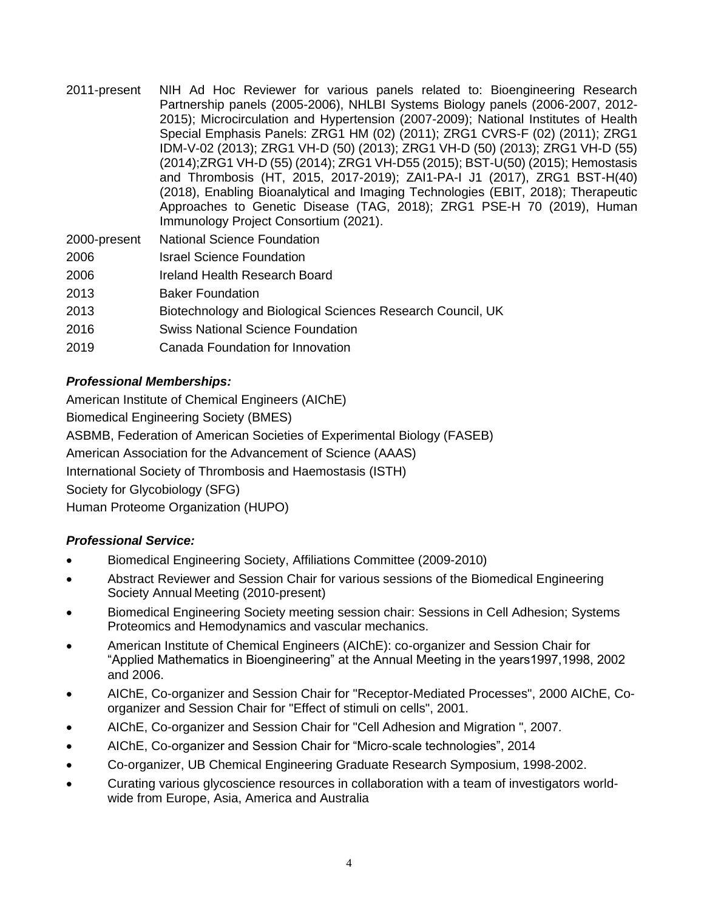| | |
|---|---|
| 2011-present | NIH Ad Hoc Reviewer for various panels related to: Bioengineering Research Partnership panels (2005-2006), NHLBI Systems Biology panels (2006-2007, 2012-2015); Microcirculation and Hypertension (2007-2009); National Institutes of Health Special Emphasis Panels: ZRG1 HM (02) (2011); ZRG1 CVRS-F (02) (2011); ZRG1 IDM-V-02 (2013); ZRG1 VH-D (50) (2013); ZRG1 VH-D (50) (2013); ZRG1 VH-D (55) (2014);ZRG1 VH-D (55) (2014); ZRG1 VH-D55 (2015); BST-U(50) (2015); Hemostasis and Thrombosis (HT, 2015, 2017-2019); ZAI1-PA-I J1 (2017), ZRG1 BST-H(40) (2018), Enabling Bioanalytical and Imaging Technologies (EBIT, 2018); Therapeutic Approaches to Genetic Disease (TAG, 2018); ZRG1 PSE-H 70 (2019), Human Immunology Project Consortium (2021). |
| 2000-present | National Science Foundation |
| 2006 | Israel Science Foundation |
| 2006 | Ireland Health Research Board |
| 2013 | Baker Foundation |
| 2013 | Biotechnology and Biological Sciences Research Council, UK |
| 2016 | Swiss National Science Foundation |
| 2019 | Canada Foundation for Innovation |

***Professional Memberships:***

American Institute of Chemical Engineers (AIChE)

Biomedical Engineering Society (BMES)

ASBMB, Federation of American Societies of Experimental Biology (FASEB)

American Association for the Advancement of Science (AAAS)

International Society of Thrombosis and Haemostasis (ISTH)

Society for Glycobiology (SFG)

Human Proteome Organization (HUPO)

***Professional Service:***

- Biomedical Engineering Society, Affiliations Committee (2009-2010)
- Abstract Reviewer and Session Chair for various sessions of the Biomedical Engineering Society Annual Meeting (2010-present)
- Biomedical Engineering Society meeting session chair: Sessions in Cell Adhesion; Systems Proteomics and Hemodynamics and vascular mechanics.
- American Institute of Chemical Engineers (AIChE): co-organizer and Session Chair for "Applied Mathematics in Bioengineering" at the Annual Meeting in the years1997,1998, 2002 and 2006.
- AIChE, Co-organizer and Session Chair for "Receptor-Mediated Processes", 2000 AIChE, Co-organizer and Session Chair for "Effect of stimuli on cells", 2001.
- AIChE, Co-organizer and Session Chair for "Cell Adhesion and Migration ", 2007.
- AIChE, Co-organizer and Session Chair for "Micro-scale technologies", 2014
- Co-organizer, UB Chemical Engineering Graduate Research Symposium, 1998-2002.
- Curating various glycoscience resources in collaboration with a team of investigators world-wide from Europe, Asia, America and Australia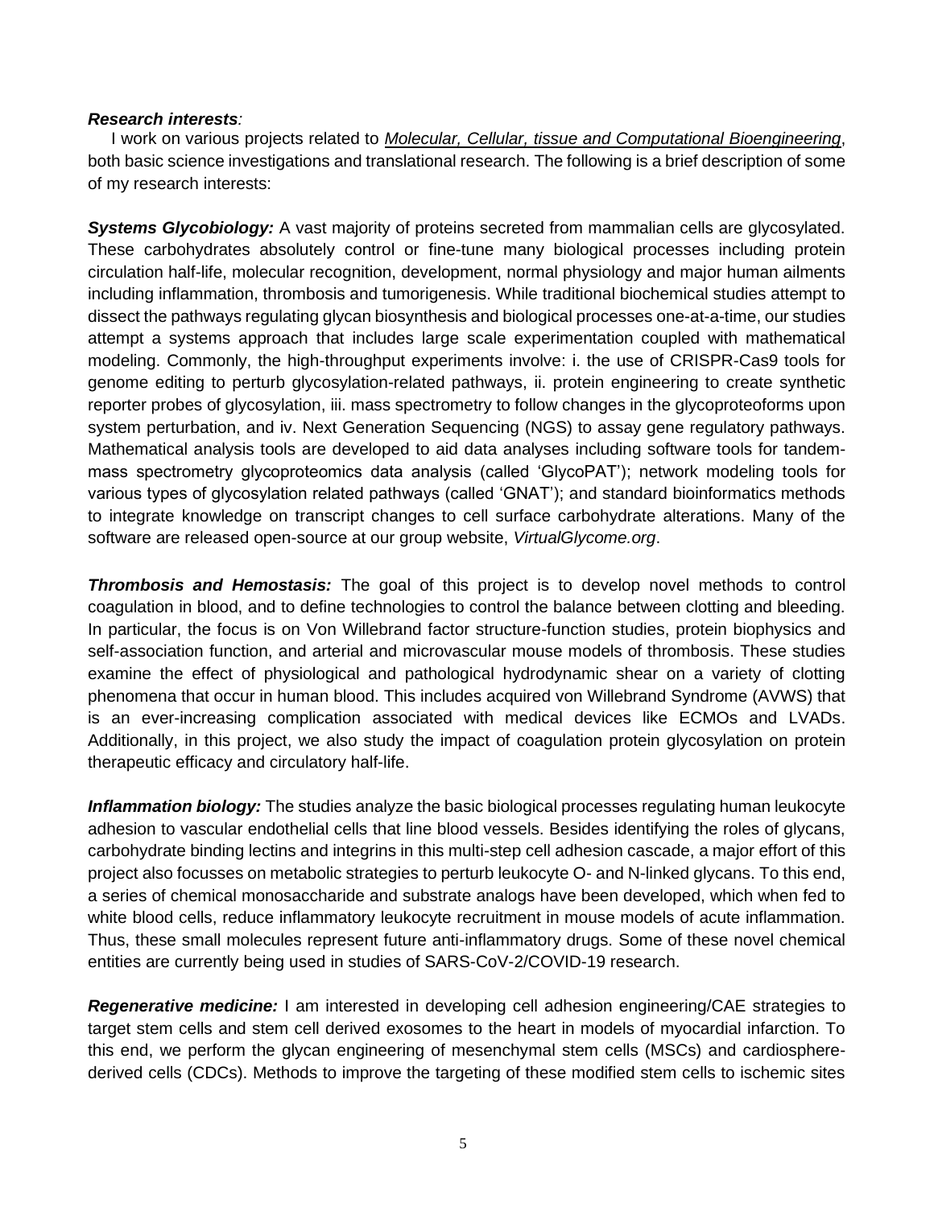***Research interests:***

I work on various projects related to *Molecular, Cellular, tissue and Computational Bioengineering*, both basic science investigations and translational research. The following is a brief description of some of my research interests:

***Systems Glycobiology:*** A vast majority of proteins secreted from mammalian cells are glycosylated. These carbohydrates absolutely control or fine-tune many biological processes including protein circulation half-life, molecular recognition, development, normal physiology and major human ailments including inflammation, thrombosis and tumorigenesis. While traditional biochemical studies attempt to dissect the pathways regulating glycan biosynthesis and biological processes one-at-a-time, our studies attempt a systems approach that includes large scale experimentation coupled with mathematical modeling. Commonly, the high-throughput experiments involve: i. the use of CRISPR-Cas9 tools for genome editing to perturb glycosylation-related pathways, ii. protein engineering to create synthetic reporter probes of glycosylation, iii. mass spectrometry to follow changes in the glycoproteoforms upon system perturbation, and iv. Next Generation Sequencing (NGS) to assay gene regulatory pathways. Mathematical analysis tools are developed to aid data analyses including software tools for tandem-mass spectrometry glycoproteomics data analysis (called 'GlycoPAT'); network modeling tools for various types of glycosylation related pathways (called 'GNAT'); and standard bioinformatics methods to integrate knowledge on transcript changes to cell surface carbohydrate alterations. Many of the software are released open-source at our group website, *VirtualGlycome.org*.

***Thrombosis and Hemostasis:*** The goal of this project is to develop novel methods to control coagulation in blood, and to define technologies to control the balance between clotting and bleeding. In particular, the focus is on Von Willebrand factor structure-function studies, protein biophysics and self-association function, and arterial and microvascular mouse models of thrombosis. These studies examine the effect of physiological and pathological hydrodynamic shear on a variety of clotting phenomena that occur in human blood. This includes acquired von Willebrand Syndrome (AVWS) that is an ever-increasing complication associated with medical devices like ECMOs and LVADs. Additionally, in this project, we also study the impact of coagulation protein glycosylation on protein therapeutic efficacy and circulatory half-life.

***Inflammation biology:*** The studies analyze the basic biological processes regulating human leukocyte adhesion to vascular endothelial cells that line blood vessels. Besides identifying the roles of glycans, carbohydrate binding lectins and integrins in this multi-step cell adhesion cascade, a major effort of this project also focusses on metabolic strategies to perturb leukocyte O- and N-linked glycans. To this end, a series of chemical monosaccharide and substrate analogs have been developed, which when fed to white blood cells, reduce inflammatory leukocyte recruitment in mouse models of acute inflammation. Thus, these small molecules represent future anti-inflammatory drugs. Some of these novel chemical entities are currently being used in studies of SARS-CoV-2/COVID-19 research.

***Regenerative medicine:*** I am interested in developing cell adhesion engineering/CAE strategies to target stem cells and stem cell derived exosomes to the heart in models of myocardial infarction. To this end, we perform the glycan engineering of mesenchymal stem cells (MSCs) and cardiosphere-derived cells (CDCs). Methods to improve the targeting of these modified stem cells to ischemic sites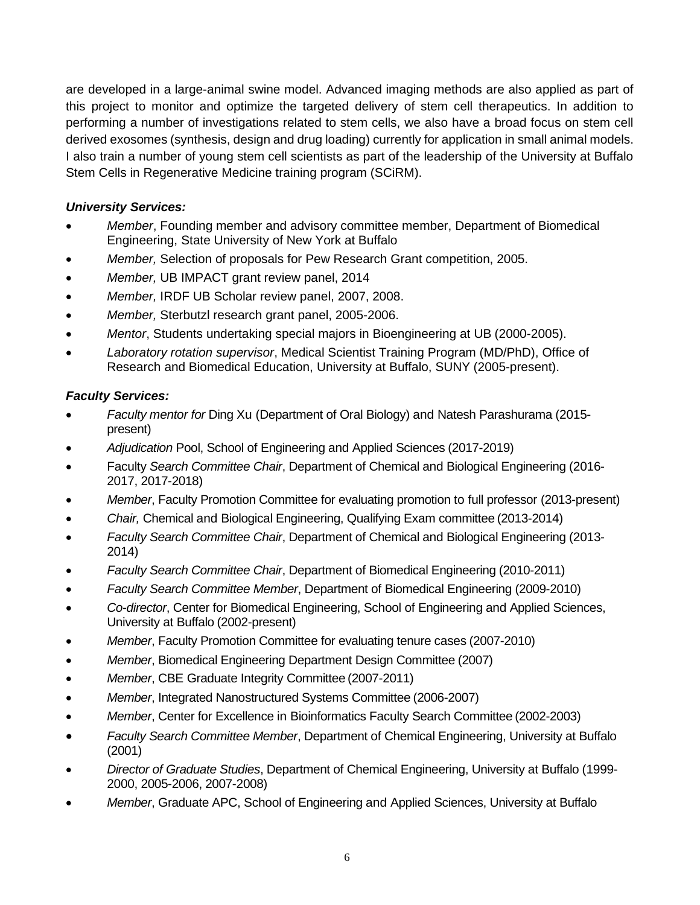are developed in a large-animal swine model. Advanced imaging methods are also applied as part of this project to monitor and optimize the targeted delivery of stem cell therapeutics. In addition to performing a number of investigations related to stem cells, we also have a broad focus on stem cell derived exosomes (synthesis, design and drug loading) currently for application in small animal models. I also train a number of young stem cell scientists as part of the leadership of the University at Buffalo Stem Cells in Regenerative Medicine training program (SCiRM).

***University Services:***

- *Member*, Founding member and advisory committee member, Department of Biomedical Engineering, State University of New York at Buffalo
- *Member,* Selection of proposals for Pew Research Grant competition, 2005.
- *Member,* UB IMPACT grant review panel, 2014
- *Member,* IRDF UB Scholar review panel, 2007, 2008.
- *Member,* Sterbutzl research grant panel, 2005-2006.
- *Mentor*, Students undertaking special majors in Bioengineering at UB (2000-2005).
- *Laboratory rotation supervisor*, Medical Scientist Training Program (MD/PhD), Office of Research and Biomedical Education, University at Buffalo, SUNY (2005-present).

***Faculty Services:***

- *Faculty mentor for* Ding Xu (Department of Oral Biology) and Natesh Parashurama (2015-present)
- *Adjudication* Pool, School of Engineering and Applied Sciences (2017-2019)
- Faculty *Search Committee Chair*, Department of Chemical and Biological Engineering (2016-2017, 2017-2018)
- *Member*, Faculty Promotion Committee for evaluating promotion to full professor (2013-present)
- *Chair,* Chemical and Biological Engineering, Qualifying Exam committee (2013-2014)
- *Faculty Search Committee Chair*, Department of Chemical and Biological Engineering (2013-2014)
- *Faculty Search Committee Chair*, Department of Biomedical Engineering (2010-2011)
- *Faculty Search Committee Member*, Department of Biomedical Engineering (2009-2010)
- *Co-director*, Center for Biomedical Engineering, School of Engineering and Applied Sciences, University at Buffalo (2002-present)
- *Member*, Faculty Promotion Committee for evaluating tenure cases (2007-2010)
- *Member*, Biomedical Engineering Department Design Committee (2007)
- *Member*, CBE Graduate Integrity Committee (2007-2011)
- *Member*, Integrated Nanostructured Systems Committee (2006-2007)
- *Member*, Center for Excellence in Bioinformatics Faculty Search Committee (2002-2003)
- *Faculty Search Committee Member*, Department of Chemical Engineering, University at Buffalo (2001)
- *Director of Graduate Studies*, Department of Chemical Engineering, University at Buffalo (1999-2000, 2005-2006, 2007-2008)
- *Member*, Graduate APC, School of Engineering and Applied Sciences, University at Buffalo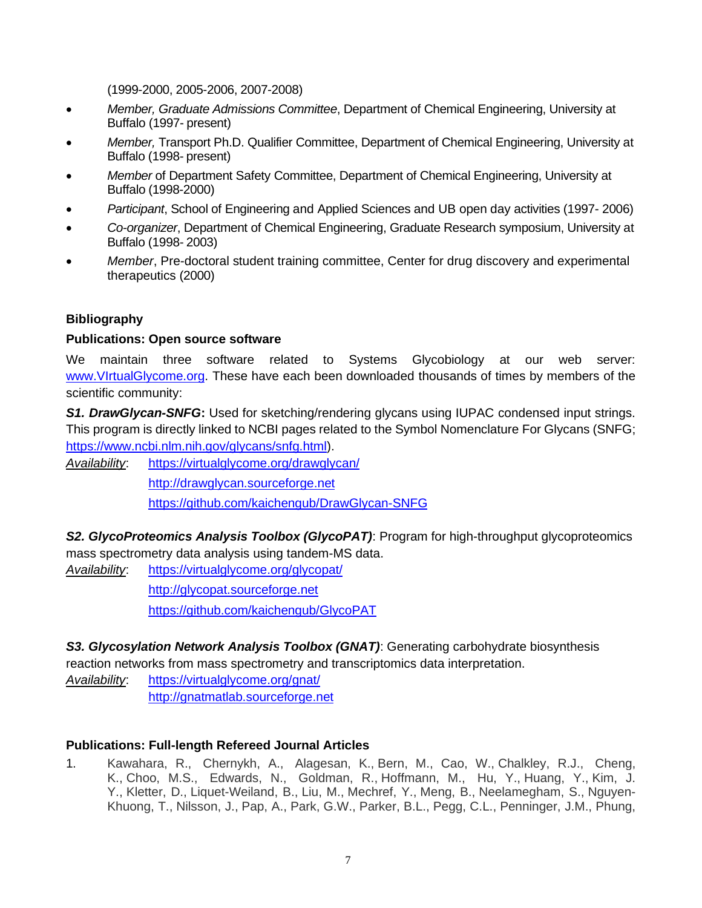(1999-2000, 2005-2006, 2007-2008)

- *Member, Graduate Admissions Committee*, Department of Chemical Engineering, University at Buffalo (1997- present)
- *Member,* Transport Ph.D. Qualifier Committee, Department of Chemical Engineering, University at Buffalo (1998- present)
- *Member* of Department Safety Committee, Department of Chemical Engineering, University at Buffalo (1998-2000)
- *Participant*, School of Engineering and Applied Sciences and UB open day activities (1997- 2006)
- *Co-organizer*, Department of Chemical Engineering, Graduate Research symposium, University at Buffalo (1998- 2003)
- *Member*, Pre-doctoral student training committee, Center for drug discovery and experimental therapeutics (2000)

**Bibliography**

**Publications: Open source software**

We maintain three software related to Systems Glycobiology at our web server: [www.VIrtualGlycome.org](www.VIrtualGlycome.org). These have each been downloaded thousands of times by members of the scientific community:

***S1. DrawGlycan-SNFG*:** Used for sketching/rendering glycans using IUPAC condensed input strings. This program is directly linked to NCBI pages related to the Symbol Nomenclature For Glycans (SNFG; [https://www.ncbi.nlm.nih.gov/glycans/snfg.html](https://www.ncbi.nlm.nih.gov/glycans/snfg.html)).

*Availability*: [https://virtualglycome.org/drawglycan/](https://virtualglycome.org/drawglycan/)
[http://drawglycan.sourceforge.net](http://drawglycan.sourceforge.net)
[https://github.com/kaichengub/DrawGlycan-SNFG](https://github.com/kaichengub/DrawGlycan-SNFG)

***S2. GlycoProteomics Analysis Toolbox (GlycoPAT)***: Program for high-throughput glycoproteomics mass spectrometry data analysis using tandem-MS data.

*Availability*: [https://virtualglycome.org/glycopat/](https://virtualglycome.org/glycopat/)
[http://glycopat.sourceforge.net](http://glycopat.sourceforge.net)
[https://github.com/kaichengub/GlycoPAT](https://github.com/kaichengub/GlycoPAT)

***S3. Glycosylation Network Analysis Toolbox (GNAT)***: Generating carbohydrate biosynthesis reaction networks from mass spectrometry and transcriptomics data interpretation.

*Availability*: [https://virtualglycome.org/gnat/](https://virtualglycome.org/gnat/)
[http://gnatmatlab.sourceforge.net](http://gnatmatlab.sourceforge.net)

**Publications: Full-length Refereed Journal Articles**

1. Kawahara, R., Chernykh, A., Alagesan, K., Bern, M., Cao, W., Chalkley, R.J., Cheng, K., Choo, M.S., Edwards, N., Goldman, R., Hoffmann, M., Hu, Y., Huang, Y., Kim, J. Y., Kletter, D., Liquet-Weiland, B., Liu, M., Mechref, Y., Meng, B., Neelamegham, S., Nguyen-Khuong, T., Nilsson, J., Pap, A., Park, G.W., Parker, B.L., Pegg, C.L., Penninger, J.M., Phung,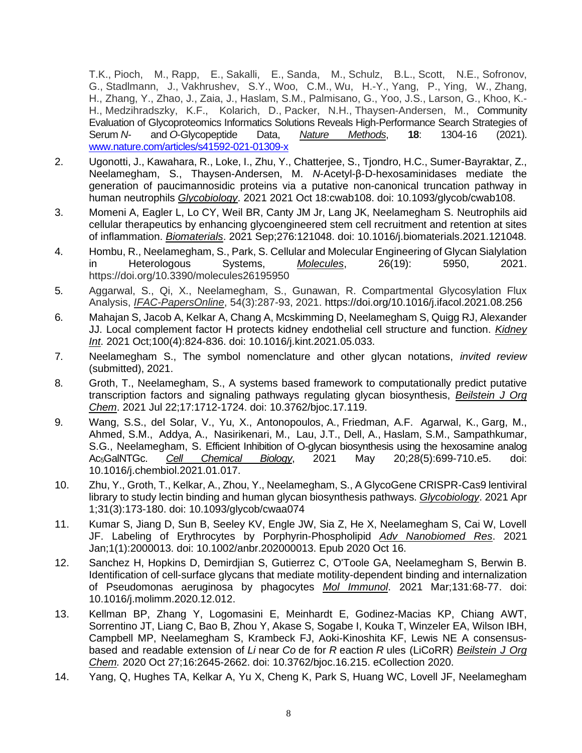T.K., Pioch, M., Rapp, E., Sakalli, E., Sanda, M., Schulz, B.L., Scott, N.E., Sofronov, G., Stadlmann, J., Vakhrushev, S.Y., Woo, C.M., Wu, H.-Y., Yang, P., Ying, W., Zhang, H., Zhang, Y., Zhao, J., Zaia, J., Haslam, S.M., Palmisano, G., Yoo, J.S., Larson, G., Khoo, K.-H., Medzihradszky, K.F., Kolarich, D., Packer, N.H., Thaysen-Andersen, M., Community Evaluation of Glycoproteomics Informatics Solutions Reveals High-Performance Search Strategies of Serum *N*- and *O*-Glycopeptide Data, *Nature Methods*, **18**: 1304-16 (2021). www.nature.com/articles/s41592-021-01309-x

2. Ugonotti, J., Kawahara, R., Loke, I., Zhu, Y., Chatterjee, S., Tjondro, H.C., Sumer-Bayraktar, Z., Neelamegham, S., Thaysen-Andersen, M. *N*-Acetyl-β-D-hexosaminidases mediate the generation of paucimannosidic proteins via a putative non-canonical truncation pathway in human neutrophils *Glycobiology*. 2021 2021 Oct 18:cwab108. doi: 10.1093/glycob/cwab108.
3. Momeni A, Eagler L, Lo CY, Weil BR, Canty JM Jr, Lang JK, Neelamegham S. Neutrophils aid cellular therapeutics by enhancing glycoengineered stem cell recruitment and retention at sites of inflammation. *Biomaterials*. 2021 Sep;276:121048. doi: 10.1016/j.biomaterials.2021.121048.
4. Hombu, R., Neelamegham, S., Park, S. Cellular and Molecular Engineering of Glycan Sialylation in Heterologous Systems, *Molecules*, 26(19): 5950, 2021. https://doi.org/10.3390/molecules26195950
5. Aggarwal, S., Qi, X., Neelamegham, S., Gunawan, R. Compartmental Glycosylation Flux Analysis, *IFAC-PapersOnline*, 54(3):287-93, 2021. https://doi.org/10.1016/j.ifacol.2021.08.256
6. Mahajan S, Jacob A, Kelkar A, Chang A, Mcskimming D, Neelamegham S, Quigg RJ, Alexander JJ. Local complement factor H protects kidney endothelial cell structure and function. *Kidney Int*. 2021 Oct;100(4):824-836. doi: 10.1016/j.kint.2021.05.033.
7. Neelamegham S., The symbol nomenclature and other glycan notations, *invited review* (submitted), 2021.
8. Groth, T., Neelamegham, S., A systems based framework to computationally predict putative transcription factors and signaling pathways regulating glycan biosynthesis, *Beilstein J Org Chem*. 2021 Jul 22;17:1712-1724. doi: 10.3762/bjoc.17.119.
9. Wang, S.S., del Solar, V., Yu, X., Antonopoulos, A., Friedman, A.F. Agarwal, K., Garg, M., Ahmed, S.M., Addya, A., Nasirikenari, M., Lau, J.T., Dell, A., Haslam, S.M., Sampathkumar, S.G., Neelamegham, S. Efficient Inhibition of O-glycan biosynthesis using the hexosamine analog $Ac_5$GalNTGc. *Cell Chemical Biology*, 2021 May 20;28(5):699-710.e5. doi: 10.1016/j.chembiol.2021.01.017.
10. Zhu, Y., Groth, T., Kelkar, A., Zhou, Y., Neelamegham, S., A GlycoGene CRISPR-Cas9 lentiviral library to study lectin binding and human glycan biosynthesis pathways. *Glycobiology*. 2021 Apr 1;31(3):173-180. doi: 10.1093/glycob/cwaa074
11. Kumar S, Jiang D, Sun B, Seeley KV, Engle JW, Sia Z, He X, Neelamegham S, Cai W, Lovell JF. Labeling of Erythrocytes by Porphyrin-Phospholipid *Adv Nanobiomed Res*. 2021 Jan;1(1):2000013. doi: 10.1002/anbr.202000013. Epub 2020 Oct 16.
12. Sanchez H, Hopkins D, Demirdjian S, Gutierrez C, O'Toole GA, Neelamegham S, Berwin B. Identification of cell-surface glycans that mediate motility-dependent binding and internalization of Pseudomonas aeruginosa by phagocytes *Mol Immunol*. 2021 Mar;131:68-77. doi: 10.1016/j.molimm.2020.12.012.
13. Kellman BP, Zhang Y, Logomasini E, Meinhardt E, Godinez-Macias KP, Chiang AWT, Sorrentino JT, Liang C, Bao B, Zhou Y, Akase S, Sogabe I, Kouka T, Winzeler EA, Wilson IBH, Campbell MP, Neelamegham S, Krambeck FJ, Aoki-Kinoshita KF, Lewis NE A consensus-based and readable extension of *Li* near *Co* de for *R* eaction *R* ules (LiCoRR) *Beilstein J Org Chem.* 2020 Oct 27;16:2645-2662. doi: 10.3762/bjoc.16.215. eCollection 2020.
14. Yang, Q, Hughes TA, Kelkar A, Yu X, Cheng K, Park S, Huang WC, Lovell JF, Neelamegham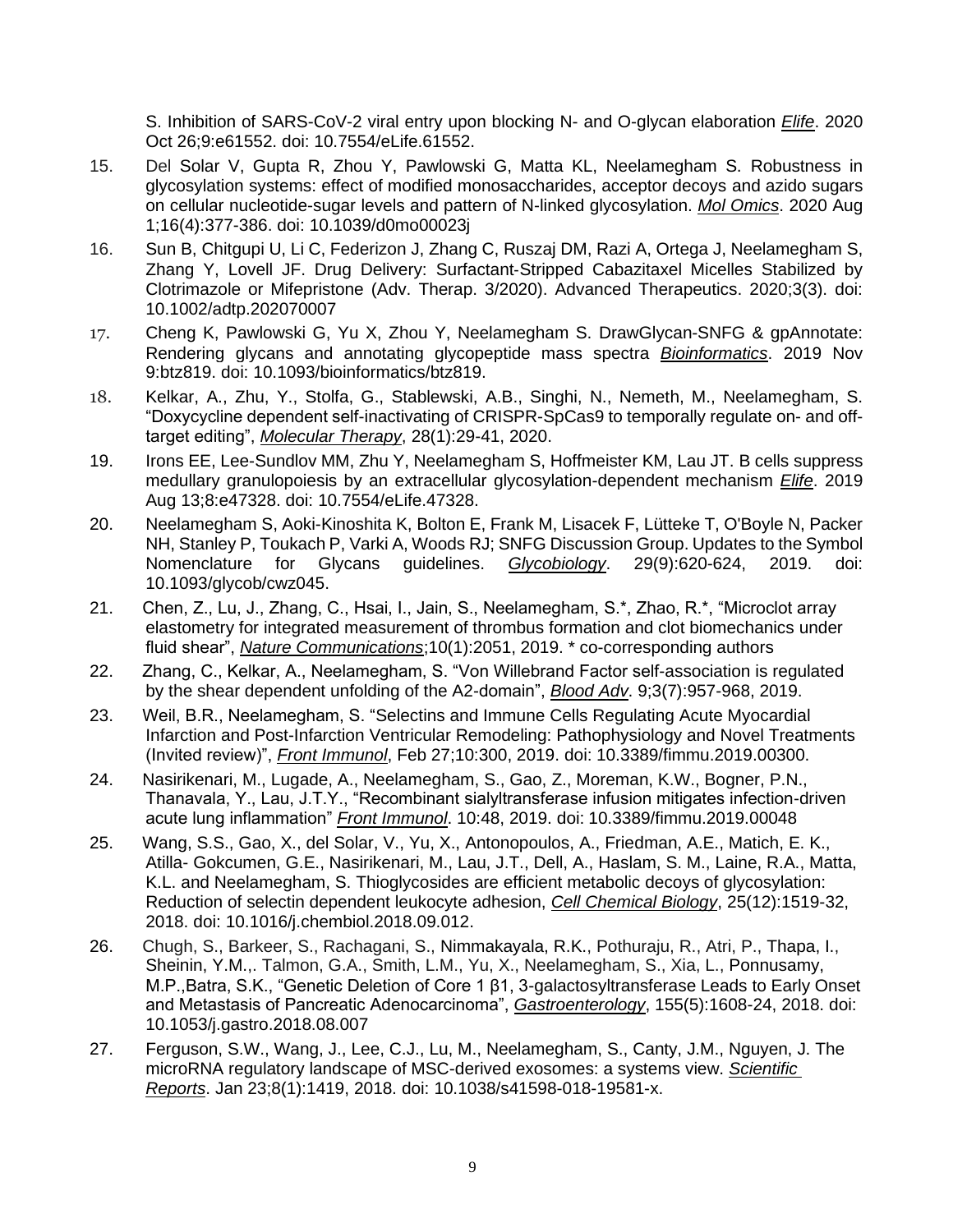S. Inhibition of SARS-CoV-2 viral entry upon blocking N- and O-glycan elaboration *Elife*. 2020 Oct 26;9:e61552. doi: 10.7554/eLife.61552.

15. Del Solar V, Gupta R, Zhou Y, Pawlowski G, Matta KL, Neelamegham S. Robustness in glycosylation systems: effect of modified monosaccharides, acceptor decoys and azido sugars on cellular nucleotide-sugar levels and pattern of N-linked glycosylation. *Mol Omics*. 2020 Aug 1;16(4):377-386. doi: 10.1039/d0mo00023j

16. Sun B, Chitgupi U, Li C, Federizon J, Zhang C, Ruszaj DM, Razi A, Ortega J, Neelamegham S, Zhang Y, Lovell JF. Drug Delivery: Surfactant‐Stripped Cabazitaxel Micelles Stabilized by Clotrimazole or Mifepristone (Adv. Therap. 3/2020). Advanced Therapeutics. 2020;3(3). doi: 10.1002/adtp.202070007

17. Cheng K, Pawlowski G, Yu X, Zhou Y, Neelamegham S. DrawGlycan-SNFG & gpAnnotate: Rendering glycans and annotating glycopeptide mass spectra *Bioinformatics*. 2019 Nov 9:btz819. doi: 10.1093/bioinformatics/btz819.

18. Kelkar, A., Zhu, Y., Stolfa, G., Stablewski, A.B., Singhi, N., Nemeth, M., Neelamegham, S. "Doxycycline dependent self-inactivating of CRISPR-SpCas9 to temporally regulate on- and off-target editing", *Molecular Therapy*, 28(1):29-41, 2020.

19. Irons EE, Lee-Sundlov MM, Zhu Y, Neelamegham S, Hoffmeister KM, Lau JT. B cells suppress medullary granulopoiesis by an extracellular glycosylation-dependent mechanism *Elife*. 2019 Aug 13;8:e47328. doi: 10.7554/eLife.47328.

20. Neelamegham S, Aoki-Kinoshita K, Bolton E, Frank M, Lisacek F, Lütteke T, O'Boyle N, Packer NH, Stanley P, Toukach P, Varki A, Woods RJ; SNFG Discussion Group. Updates to the Symbol Nomenclature for Glycans guidelines. *Glycobiology*. 29(9):620-624, 2019. doi: 10.1093/glycob/cwz045.

21. Chen, Z., Lu, J., Zhang, C., Hsai, I., Jain, S., Neelamegham, S.*, Zhao, R.*, "Microclot array elastometry for integrated measurement of thrombus formation and clot biomechanics under fluid shear", *Nature Communications*;10(1):2051, 2019. * co-corresponding authors

22. Zhang, C., Kelkar, A., Neelamegham, S. "Von Willebrand Factor self-association is regulated by the shear dependent unfolding of the A2-domain", *Blood Adv*. 9;3(7):957-968, 2019.

23. Weil, B.R., Neelamegham, S. "Selectins and Immune Cells Regulating Acute Myocardial Infarction and Post-Infarction Ventricular Remodeling: Pathophysiology and Novel Treatments (Invited review)", *Front Immunol*, Feb 27;10:300, 2019. doi: 10.3389/fimmu.2019.00300.

24. Nasirikenari, M., Lugade, A., Neelamegham, S., Gao, Z., Moreman, K.W., Bogner, P.N., Thanavala, Y., Lau, J.T.Y., "Recombinant sialyltransferase infusion mitigates infection-driven acute lung inflammation" *Front Immunol*. 10:48, 2019. doi: 10.3389/fimmu.2019.00048

25. Wang, S.S., Gao, X., del Solar, V., Yu, X., Antonopoulos, A., Friedman, A.E., Matich, E. K., Atilla- Gokcumen, G.E., Nasirikenari, M., Lau, J.T., Dell, A., Haslam, S. M., Laine, R.A., Matta, K.L. and Neelamegham, S. Thioglycosides are efficient metabolic decoys of glycosylation: Reduction of selectin dependent leukocyte adhesion, *Cell Chemical Biology*, 25(12):1519-32, 2018. doi: 10.1016/j.chembiol.2018.09.012.

26. Chugh, S., Barkeer, S., Rachagani, S., Nimmakayala, R.K., Pothuraju, R., Atri, P., Thapa, I., Sheinin, Y.M.,. Talmon, G.A., Smith, L.M., Yu, X., Neelamegham, S., Xia, L., Ponnusamy, M.P.,Batra, S.K., "Genetic Deletion of Core 1 β1, 3-galactosyltransferase Leads to Early Onset and Metastasis of Pancreatic Adenocarcinoma", *Gastroenterology*, 155(5):1608-24, 2018. doi: 10.1053/j.gastro.2018.08.007

27. Ferguson, S.W., Wang, J., Lee, C.J., Lu, M., Neelamegham, S., Canty, J.M., Nguyen, J. The microRNA regulatory landscape of MSC-derived exosomes: a systems view. *Scientific Reports*. Jan 23;8(1):1419, 2018. doi: 10.1038/s41598-018-19581-x.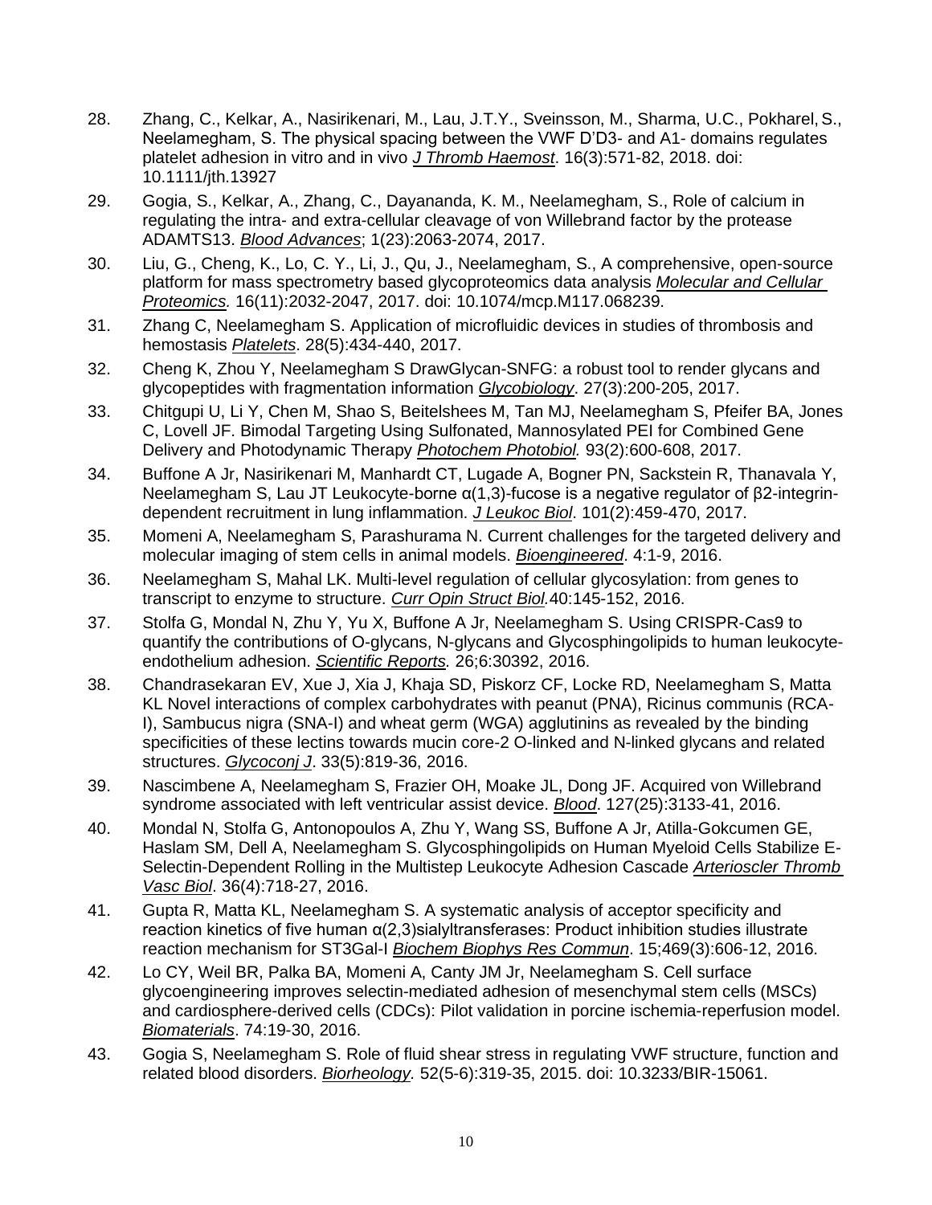28. Zhang, C., Kelkar, A., Nasirikenari, M., Lau, J.T.Y., Sveinsson, M., Sharma, U.C., Pokharel, S., Neelamegham, S. The physical spacing between the VWF D'D3- and A1- domains regulates platelet adhesion in vitro and in vivo *J Thromb Haemost*. 16(3):571-82, 2018. doi: 10.1111/jth.13927

29. Gogia, S., Kelkar, A., Zhang, C., Dayananda, K. M., Neelamegham, S., Role of calcium in regulating the intra- and extra-cellular cleavage of von Willebrand factor by the protease ADAMTS13. *Blood Advances*; 1(23):2063-2074, 2017.

30. Liu, G., Cheng, K., Lo, C. Y., Li, J., Qu, J., Neelamegham, S., A comprehensive, open-source platform for mass spectrometry based glycoproteomics data analysis *Molecular and Cellular Proteomics.* 16(11):2032-2047, 2017. doi: 10.1074/mcp.M117.068239.

31. Zhang C, Neelamegham S. Application of microfluidic devices in studies of thrombosis and hemostasis *Platelets*. 28(5):434-440, 2017.

32. Cheng K, Zhou Y, Neelamegham S DrawGlycan-SNFG: a robust tool to render glycans and glycopeptides with fragmentation information *Glycobiology*. 27(3):200-205, 2017.

33. Chitgupi U, Li Y, Chen M, Shao S, Beitelshees M, Tan MJ, Neelamegham S, Pfeifer BA, Jones C, Lovell JF. Bimodal Targeting Using Sulfonated, Mannosylated PEI for Combined Gene Delivery and Photodynamic Therapy *Photochem Photobiol.* 93(2):600-608, 2017.

34. Buffone A Jr, Nasirikenari M, Manhardt CT, Lugade A, Bogner PN, Sackstein R, Thanavala Y, Neelamegham S, Lau JT Leukocyte-borne α(1,3)-fucose is a negative regulator of β2-integrin-dependent recruitment in lung inflammation. *J Leukoc Biol*. 101(2):459-470, 2017.

35. Momeni A, Neelamegham S, Parashurama N. Current challenges for the targeted delivery and molecular imaging of stem cells in animal models. *Bioengineered*. 4:1-9, 2016.

36. Neelamegham S, Mahal LK. Multi-level regulation of cellular glycosylation: from genes to transcript to enzyme to structure. *Curr Opin Struct Biol.*40:145-152, 2016.

37. Stolfa G, Mondal N, Zhu Y, Yu X, Buffone A Jr, Neelamegham S. Using CRISPR-Cas9 to quantify the contributions of O-glycans, N-glycans and Glycosphingolipids to human leukocyte-endothelium adhesion. *Scientific Reports.* 26;6:30392, 2016.

38. Chandrasekaran EV, Xue J, Xia J, Khaja SD, Piskorz CF, Locke RD, Neelamegham S, Matta KL Novel interactions of complex carbohydrates with peanut (PNA), Ricinus communis (RCA-I), Sambucus nigra (SNA-I) and wheat germ (WGA) agglutinins as revealed by the binding specificities of these lectins towards mucin core-2 O-linked and N-linked glycans and related structures. *Glycoconj J*. 33(5):819-36, 2016.

39. Nascimbene A, Neelamegham S, Frazier OH, Moake JL, Dong JF. Acquired von Willebrand syndrome associated with left ventricular assist device. *Blood*. 127(25):3133-41, 2016.

40. Mondal N, Stolfa G, Antonopoulos A, Zhu Y, Wang SS, Buffone A Jr, Atilla-Gokcumen GE, Haslam SM, Dell A, Neelamegham S. Glycosphingolipids on Human Myeloid Cells Stabilize E-Selectin-Dependent Rolling in the Multistep Leukocyte Adhesion Cascade *Arterioscler Thromb Vasc Biol*. 36(4):718-27, 2016.

41. Gupta R, Matta KL, Neelamegham S. A systematic analysis of acceptor specificity and reaction kinetics of five human α(2,3)sialyltransferases: Product inhibition studies illustrate reaction mechanism for ST3Gal-I *Biochem Biophys Res Commun*. 15;469(3):606-12, 2016.

42. Lo CY, Weil BR, Palka BA, Momeni A, Canty JM Jr, Neelamegham S. Cell surface glycoengineering improves selectin-mediated adhesion of mesenchymal stem cells (MSCs) and cardiosphere-derived cells (CDCs): Pilot validation in porcine ischemia-reperfusion model. *Biomaterials*. 74:19-30, 2016.

43. Gogia S, Neelamegham S. Role of fluid shear stress in regulating VWF structure, function and related blood disorders. *Biorheology*. 52(5-6):319-35, 2015. doi: 10.3233/BIR-15061.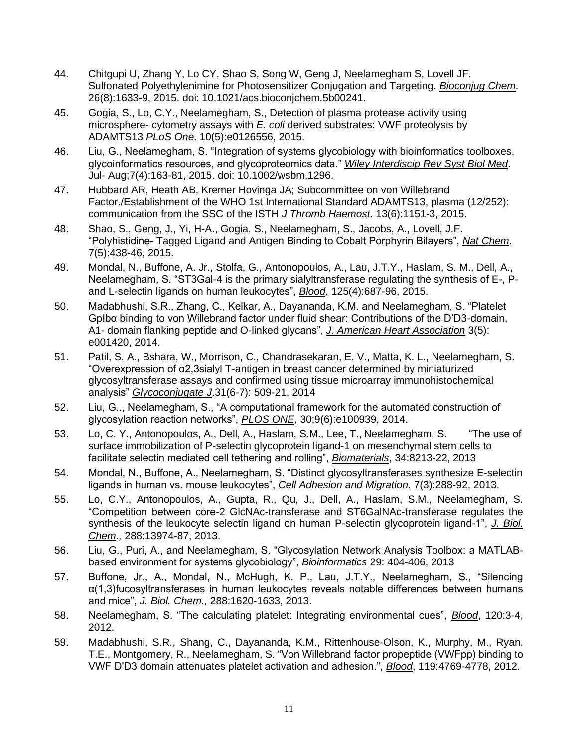44. Chitgupi U, Zhang Y, Lo CY, Shao S, Song W, Geng J, Neelamegham S, Lovell JF. Sulfonated Polyethylenimine for Photosensitizer Conjugation and Targeting. *Bioconjug Chem*. 26(8):1633-9, 2015. doi: 10.1021/acs.bioconjchem.5b00241.
45. Gogia, S., Lo, C.Y., Neelamegham, S., Detection of plasma protease activity using microsphere- cytometry assays with *E. coli* derived substrates: VWF proteolysis by ADAMTS13 *PLoS One*. 10(5):e0126556, 2015.
46. Liu, G., Neelamegham, S. "Integration of systems glycobiology with bioinformatics toolboxes, glycoinformatics resources, and glycoproteomics data." *Wiley Interdiscip Rev Syst Biol Med*. Jul- Aug;7(4):163-81, 2015. doi: 10.1002/wsbm.1296.
47. Hubbard AR, Heath AB, Kremer Hovinga JA; Subcommittee on von Willebrand Factor./Establishment of the WHO 1st International Standard ADAMTS13, plasma (12/252): communication from the SSC of the ISTH *J Thromb Haemost*. 13(6):1151-3, 2015.
48. Shao, S., Geng, J., Yi, H-A., Gogia, S., Neelamegham, S., Jacobs, A., Lovell, J.F. "Polyhistidine- Tagged Ligand and Antigen Binding to Cobalt Porphyrin Bilayers", *Nat Chem*. 7(5):438-46, 2015.
49. Mondal, N., Buffone, A. Jr., Stolfa, G., Antonopoulos, A., Lau, J.T.Y., Haslam, S. M., Dell, A., Neelamegham, S. "ST3Gal-4 is the primary sialyltransferase regulating the synthesis of E-, P- and L-selectin ligands on human leukocytes", *Blood*, 125(4):687-96, 2015.
50. Madabhushi, S.R., Zhang, C., Kelkar, A., Dayananda, K.M. and Neelamegham, S. "Platelet GpIbα binding to von Willebrand factor under fluid shear: Contributions of the D'D3-domain, A1- domain flanking peptide and O-linked glycans", *J. American Heart Association* 3(5): e001420, 2014.
51. Patil, S. A., Bshara, W., Morrison, C., Chandrasekaran, E. V., Matta, K. L., Neelamegham, S. "Overexpression of α2,3sialyl T-antigen in breast cancer determined by miniaturized glycosyltransferase assays and confirmed using tissue microarray immunohistochemical analysis" *Glycoconjugate J*.31(6-7): 509-21, 2014
52. Liu, G.., Neelamegham, S., "A computational framework for the automated construction of glycosylation reaction networks", *PLOS ONE,* 30;9(6):e100939, 2014.
53. Lo, C. Y., Antonopoulos, A., Dell, A., Haslam, S.M., Lee, T., Neelamegham, S. "The use of surface immobilization of P-selectin glycoprotein ligand-1 on mesenchymal stem cells to facilitate selectin mediated cell tethering and rolling", *Biomaterials*, 34:8213-22, 2013
54. Mondal, N., Buffone, A., Neelamegham, S. "Distinct glycosyltransferases synthesize E-selectin ligands in human vs. mouse leukocytes", *Cell Adhesion and Migration*. 7(3):288-92, 2013.
55. Lo, C.Y., Antonopoulos, A., Gupta, R., Qu, J., Dell, A., Haslam, S.M., Neelamegham, S. "Competition between core-2 GlcNAc-transferase and ST6GalNAc-transferase regulates the synthesis of the leukocyte selectin ligand on human P-selectin glycoprotein ligand-1", *J. Biol. Chem.,* 288:13974-87, 2013.
56. Liu, G., Puri, A., and Neelamegham, S. "Glycosylation Network Analysis Toolbox: a MATLAB-based environment for systems glycobiology", *Bioinformatics* 29: 404-406, 2013
57. Buffone, Jr., A., Mondal, N., McHugh, K. P., Lau, J.T.Y., Neelamegham, S., "Silencing α(1,3)fucosyltransferases in human leukocytes reveals notable differences between humans and mice", *J. Biol. Chem.,* 288:1620-1633, 2013.
58. Neelamegham, S. "The calculating platelet: Integrating environmental cues", *Blood*, 120:3-4, 2012.
59. Madabhushi, S.R., Shang, C., Dayananda, K.M., Rittenhouse-Olson, K., Murphy, M., Ryan. T.E., Montgomery, R., Neelamegham, S. "Von Willebrand factor propeptide (VWFpp) binding to VWF D'D3 domain attenuates platelet activation and adhesion.", *Blood*, 119:4769-4778, 2012.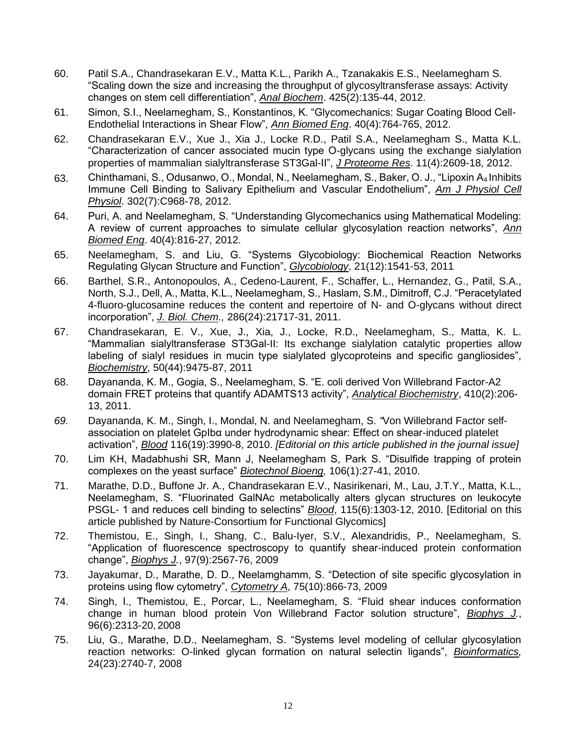60. Patil S.A., Chandrasekaran E.V., Matta K.L., Parikh A., Tzanakakis E.S., Neelamegham S. "Scaling down the size and increasing the throughput of glycosyltransferase assays: Activity changes on stem cell differentiation", *Anal Biochem*. 425(2):135-44, 2012.

61. Simon, S.I., Neelamegham, S., Konstantinos, K. "Glycomechanics: Sugar Coating Blood Cell-Endothelial Interactions in Shear Flow", *Ann Biomed Eng*. 40(4):764-765, 2012.

62. Chandrasekaran E.V., Xue J., Xia J., Locke R.D., Patil S.A., Neelamegham S., Matta K.L. "Characterization of cancer associated mucin type O-glycans using the exchange sialylation properties of mammalian sialyltransferase ST3Gal-II", *J Proteome Res*. 11(4):2609-18, 2012.

63. Chinthamani, S., Odusanwo, O., Mondal, N., Neelamegham, S., Baker, O. J., "Lipoxin $A_4$ Inhibits Immune Cell Binding to Salivary Epithelium and Vascular Endothelium", *Am J Physiol Cell Physiol*. 302(7):C968-78, 2012.

64. Puri, A. and Neelamegham, S. "Understanding Glycomechanics using Mathematical Modeling: A review of current approaches to simulate cellular glycosylation reaction networks", *Ann Biomed Eng*. 40(4):816-27, 2012.

65. Neelamegham, S. and Liu, G. "Systems Glycobiology: Biochemical Reaction Networks Regulating Glycan Structure and Function", *Glycobiology*, 21(12):1541-53, 2011

66. Barthel, S.R., Antonopoulos, A., Cedeno-Laurent, F., Schaffer, L., Hernandez, G., Patil, S.A., North, S.J., Dell, A., Matta, K.L., Neelamegham, S., Haslam, S.M., Dimitroff, C.J. "Peracetylated 4-fluoro-glucosamine reduces the content and repertoire of N- and O-glycans without direct incorporation", *J. Biol. Chem.,* 286(24):21717-31, 2011.

67. Chandrasekaran, E. V., Xue, J., Xia, J., Locke, R.D., Neelamegham, S., Matta, K. L. "Mammalian sialyltransferase ST3Gal-II: Its exchange sialylation catalytic properties allow labeling of sialyl residues in mucin type sialylated glycoproteins and specific gangliosides", *Biochemistry*, 50(44):9475-87, 2011

68. Dayananda, K. M., Gogia, S., Neelamegham, S. "E. coli derived Von Willebrand Factor-A2 domain FRET proteins that quantify ADAMTS13 activity", *Analytical Biochemistry*, 410(2):206-13, 2011.

69. Dayananda, K. M., Singh, I., Mondal, N. and Neelamegham, S. "Von Willebrand Factor self-association on platelet GpIbα under hydrodynamic shear: Effect on shear-induced platelet activation", *Blood* 116(19):3990-8, 2010. *[Editorial on this article published in the journal issue]*

70. Lim KH, Madabhushi SR, Mann J, Neelamegham S, Park S. "Disulfide trapping of protein complexes on the yeast surface" *Biotechnol Bioeng,* 106(1):27-41, 2010.

71. Marathe, D.D., Buffone Jr. A., Chandrasekaran E.V., Nasirikenari, M., Lau, J.T.Y., Matta, K.L., Neelamegham, S. "Fluorinated GalNAc metabolically alters glycan structures on leukocyte PSGL- 1 and reduces cell binding to selectins" *Blood*, 115(6):1303-12, 2010. [Editorial on this article published by Nature-Consortium for Functional Glycomics]

72. Themistou, E., Singh, I., Shang, C., Balu-Iyer, S.V., Alexandridis, P., Neelamegham, S. "Application of fluorescence spectroscopy to quantify shear-induced protein conformation change", *Biophys J.*, 97(9):2567-76, 2009

73. Jayakumar, D., Marathe, D. D., Neelamghamm, S. "Detection of site specific glycosylation in proteins using flow cytometry", *Cytometry A*, 75(10):866-73, 2009

74. Singh, I., Themistou, E., Porcar, L., Neelamegham, S. "Fluid shear induces conformation change in human blood protein Von Willebrand Factor solution structure", *Biophys J.*, 96(6):2313-20, 2008

75. Liu, G., Marathe, D.D., Neelamegham, S. "Systems level modeling of cellular glycosylation reaction networks: O-linked glycan formation on natural selectin ligands", *Bioinformatics,* 24(23):2740-7, 2008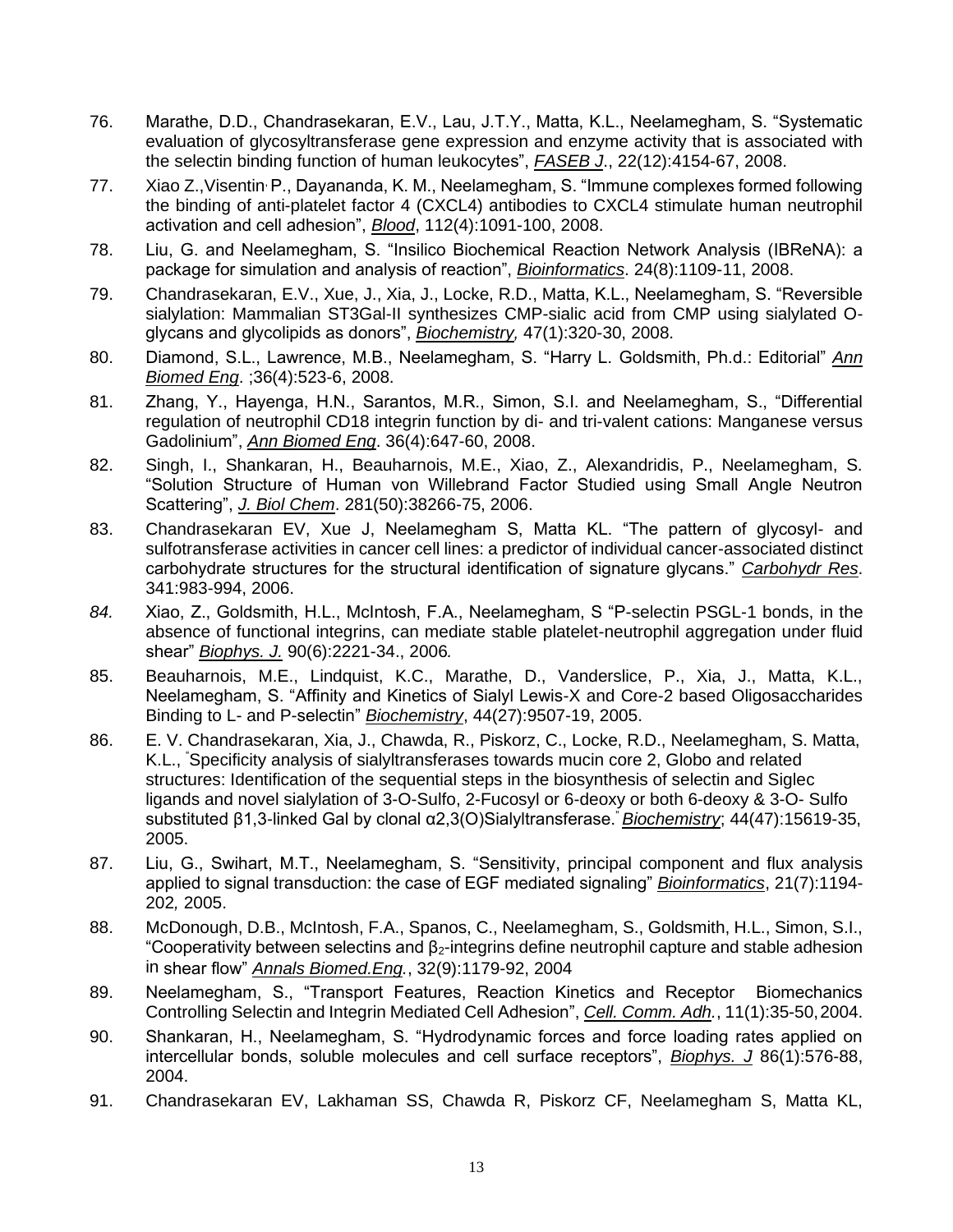76. Marathe, D.D., Chandrasekaran, E.V., Lau, J.T.Y., Matta, K.L., Neelamegham, S. "Systematic evaluation of glycosyltransferase gene expression and enzyme activity that is associated with the selectin binding function of human leukocytes", ***FASEB J***., 22(12):4154-67, 2008.

77. Xiao Z.,Visentin, P., Dayananda, K. M., Neelamegham, S. "Immune complexes formed following the binding of anti-platelet factor 4 (CXCL4) antibodies to CXCL4 stimulate human neutrophil activation and cell adhesion", ***Blood***, 112(4):1091-100, 2008.

78. Liu, G. and Neelamegham, S. "Insilico Biochemical Reaction Network Analysis (IBReNA): a package for simulation and analysis of reaction", ***Bioinformatics***. 24(8):1109-11, 2008.

79. Chandrasekaran, E.V., Xue, J., Xia, J., Locke, R.D., Matta, K.L., Neelamegham, S. "Reversible sialylation: Mammalian ST3Gal-II synthesizes CMP-sialic acid from CMP using sialylated O-glycans and glycolipids as donors", ***Biochemistry,*** 47(1):320-30, 2008.

80. Diamond, S.L., Lawrence, M.B., Neelamegham, S. "Harry L. Goldsmith, Ph.d.: Editorial" ***Ann Biomed Eng***. ;36(4):523-6, 2008.

81. Zhang, Y., Hayenga, H.N., Sarantos, M.R., Simon, S.I. and Neelamegham, S., "Differential regulation of neutrophil CD18 integrin function by di- and tri-valent cations: Manganese versus Gadolinium", ***Ann Biomed Eng***. 36(4):647-60, 2008.

82. Singh, I., Shankaran, H., Beauharnois, M.E., Xiao, Z., Alexandridis, P., Neelamegham, S. "Solution Structure of Human von Willebrand Factor Studied using Small Angle Neutron Scattering", ***J. Biol Chem***. 281(50):38266-75, 2006.

83. Chandrasekaran EV, Xue J, Neelamegham S, Matta KL. "The pattern of glycosyl- and sulfotransferase activities in cancer cell lines: a predictor of individual cancer-associated distinct carbohydrate structures for the structural identification of signature glycans." *Carbohydr Res*. 341:983-994, 2006.

84. Xiao, Z., Goldsmith, H.L., McIntosh, F.A., Neelamegham, S "P-selectin PSGL-1 bonds, in the absence of functional integrins, can mediate stable platelet-neutrophil aggregation under fluid shear" ***Biophys. J.*** 90(6):2221-34., 2006*.*

85. Beauharnois, M.E., Lindquist, K.C., Marathe, D., Vanderslice, P., Xia, J., Matta, K.L., Neelamegham, S. "Affinity and Kinetics of Sialyl Lewis-X and Core-2 based Oligosaccharides Binding to L- and P-selectin" ***Biochemistry***, 44(27):9507-19, 2005.

86. E. V. Chandrasekaran, Xia, J., Chawda, R., Piskorz, C., Locke, R.D., Neelamegham, S. Matta, K.L., "Specificity analysis of sialyltransferases towards mucin core 2, Globo and related structures: Identification of the sequential steps in the biosynthesis of selectin and Siglec ligands and novel sialylation of 3-O-Sulfo, 2-Fucosyl or 6-deoxy or both 6-deoxy & 3-O- Sulfo substituted β1,3-linked Gal by clonal α2,3(O)Sialyltransferase." ***Biochemistry***; 44(47):15619-35, 2005.

87. Liu, G., Swihart, M.T., Neelamegham, S. "Sensitivity, principal component and flux analysis applied to signal transduction: the case of EGF mediated signaling" ***Bioinformatics***, 21(7):1194-202*,* 2005.

88. McDonough, D.B., McIntosh, F.A., Spanos, C., Neelamegham, S., Goldsmith, H.L., Simon, S.I., "Cooperativity between selectins and $\beta_2$-integrins define neutrophil capture and stable adhesion in shear flow" ***Annals Biomed.Eng.***, 32(9):1179-92, 2004

89. Neelamegham, S., "Transport Features, Reaction Kinetics and Receptor Biomechanics Controlling Selectin and Integrin Mediated Cell Adhesion", ***Cell. Comm. Adh.***, 11(1):35-50, 2004.

90. Shankaran, H., Neelamegham, S. "Hydrodynamic forces and force loading rates applied on intercellular bonds, soluble molecules and cell surface receptors", ***Biophys. J*** 86(1):576-88, 2004.

91. Chandrasekaran EV, Lakhaman SS, Chawda R, Piskorz CF, Neelamegham S, Matta KL,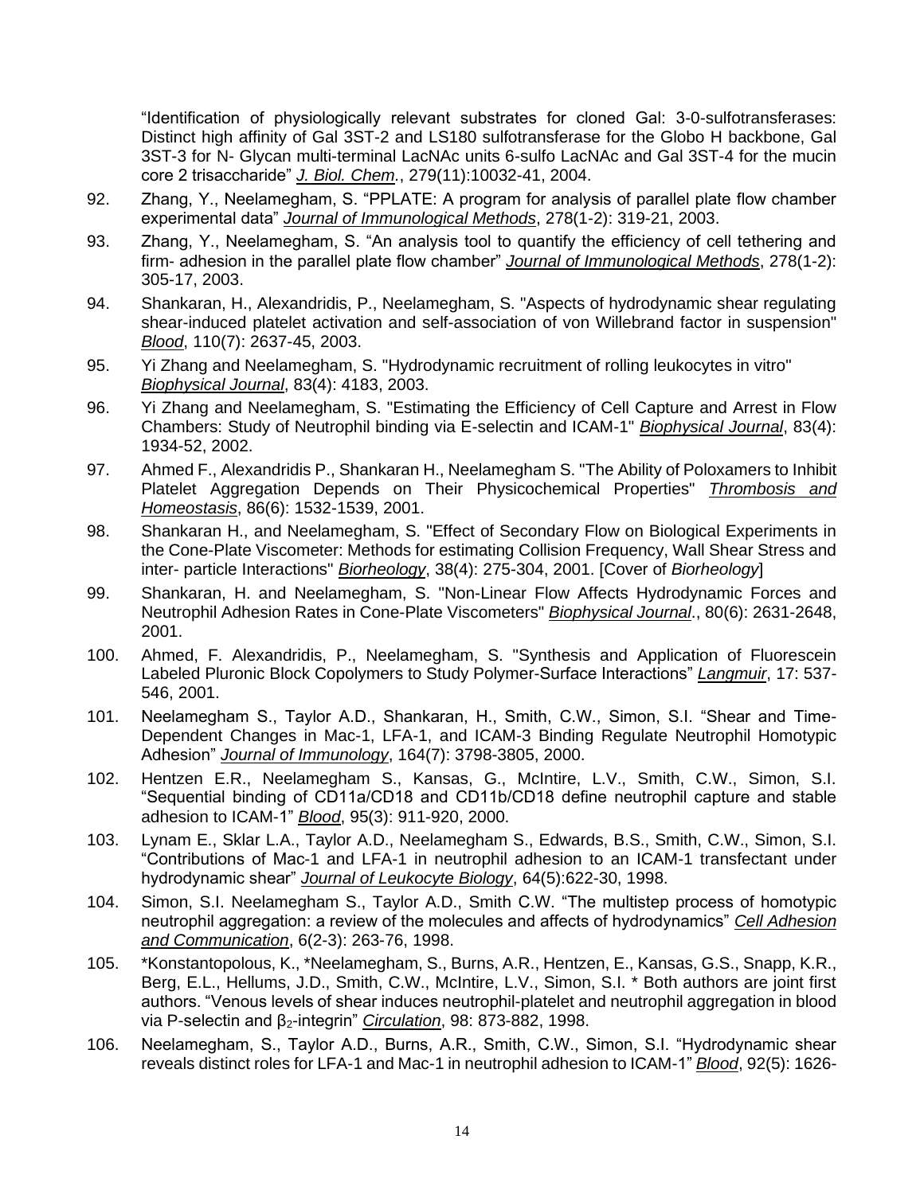"Identification of physiologically relevant substrates for cloned Gal: 3-0-sulfotransferases: Distinct high affinity of Gal 3ST-2 and LS180 sulfotransferase for the Globo H backbone, Gal 3ST-3 for N- Glycan multi-terminal LacNAc units 6-sulfo LacNAc and Gal 3ST-4 for the mucin core 2 trisaccharide" ***J. Biol. Chem.***, 279(11):10032-41, 2004.

92. Zhang, Y., Neelamegham, S. "PPLATE: A program for analysis of parallel plate flow chamber experimental data" ***Journal of Immunological Methods***, 278(1-2): 319-21, 2003.
93. Zhang, Y., Neelamegham, S. "An analysis tool to quantify the efficiency of cell tethering and firm- adhesion in the parallel plate flow chamber" ***Journal of Immunological Methods***, 278(1-2): 305-17, 2003.
94. Shankaran, H., Alexandridis, P., Neelamegham, S. "Aspects of hydrodynamic shear regulating shear-induced platelet activation and self-association of von Willebrand factor in suspension" ***Blood***, 110(7): 2637-45, 2003.
95. Yi Zhang and Neelamegham, S. "Hydrodynamic recruitment of rolling leukocytes in vitro" ***Biophysical Journal***, 83(4): 4183, 2003.
96. Yi Zhang and Neelamegham, S. "Estimating the Efficiency of Cell Capture and Arrest in Flow Chambers: Study of Neutrophil binding via E-selectin and ICAM-1" ***Biophysical Journal***, 83(4): 1934-52, 2002.
97. Ahmed F., Alexandridis P., Shankaran H., Neelamegham S. "The Ability of Poloxamers to Inhibit Platelet Aggregation Depends on Their Physicochemical Properties" ***Thrombosis and Homeostasis***, 86(6): 1532-1539, 2001.
98. Shankaran H., and Neelamegham, S. "Effect of Secondary Flow on Biological Experiments in the Cone-Plate Viscometer: Methods for estimating Collision Frequency, Wall Shear Stress and inter- particle Interactions" ***Biorheology***, 38(4): 275-304, 2001. [Cover of *Biorheology*]
99. Shankaran, H. and Neelamegham, S. "Non-Linear Flow Affects Hydrodynamic Forces and Neutrophil Adhesion Rates in Cone-Plate Viscometers" ***Biophysical Journal***., 80(6): 2631-2648, 2001.
100. Ahmed, F. Alexandridis, P., Neelamegham, S. "Synthesis and Application of Fluorescein Labeled Pluronic Block Copolymers to Study Polymer-Surface Interactions" ***Langmuir***, 17: 537-546, 2001.
101. Neelamegham S., Taylor A.D., Shankaran, H., Smith, C.W., Simon, S.I. "Shear and Time-Dependent Changes in Mac-1, LFA-1, and ICAM-3 Binding Regulate Neutrophil Homotypic Adhesion" ***Journal of Immunology***, 164(7): 3798-3805, 2000.
102. Hentzen E.R., Neelamegham S., Kansas, G., McIntire, L.V., Smith, C.W., Simon, S.I. "Sequential binding of CD11a/CD18 and CD11b/CD18 define neutrophil capture and stable adhesion to ICAM-1" ***Blood***, 95(3): 911-920, 2000.
103. Lynam E., Sklar L.A., Taylor A.D., Neelamegham S., Edwards, B.S., Smith, C.W., Simon, S.I. "Contributions of Mac-1 and LFA-1 in neutrophil adhesion to an ICAM-1 transfectant under hydrodynamic shear" ***Journal of Leukocyte Biology***, 64(5):622-30, 1998.
104. Simon, S.I. Neelamegham S., Taylor A.D., Smith C.W. "The multistep process of homotypic neutrophil aggregation: a review of the molecules and affects of hydrodynamics" ***Cell Adhesion and Communication***, 6(2-3): 263-76, 1998.
105. *Konstantopolous, K., *Neelamegham, S., Burns, A.R., Hentzen, E., Kansas, G.S., Snapp, K.R., Berg, E.L., Hellums, J.D., Smith, C.W., McIntire, L.V., Simon, S.I. * Both authors are joint first authors. "Venous levels of shear induces neutrophil-platelet and neutrophil aggregation in blood via P-selectin and $\beta_2$-integrin" ***Circulation***, 98: 873-882, 1998.
106. Neelamegham, S., Taylor A.D., Burns, A.R., Smith, C.W., Simon, S.I. "Hydrodynamic shear reveals distinct roles for LFA-1 and Mac-1 in neutrophil adhesion to ICAM-1" ***Blood***, 92(5): 1626-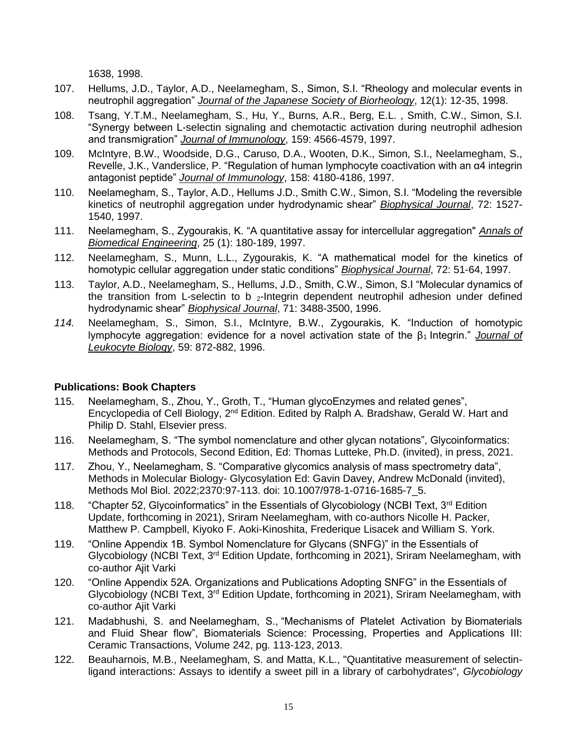1638, 1998.

107. Hellums, J.D., Taylor, A.D., Neelamegham, S., Simon, S.I. "Rheology and molecular events in neutrophil aggregation" ***Journal of the Japanese Society of Biorheology***, 12(1): 12-35, 1998.

108. Tsang, Y.T.M., Neelamegham, S., Hu, Y., Burns, A.R., Berg, E.L. , Smith, C.W., Simon, S.I. "Synergy between L-selectin signaling and chemotactic activation during neutrophil adhesion and transmigration" ***Journal of Immunology***, 159: 4566-4579, 1997.

109. McIntyre, B.W., Woodside, D.G., Caruso, D.A., Wooten, D.K., Simon, S.I., Neelamegham, S., Revelle, J.K., Vanderslice, P. "Regulation of human lymphocyte coactivation with an α4 integrin antagonist peptide" ***Journal of Immunology***, 158: 4180-4186, 1997.

110. Neelamegham, S., Taylor, A.D., Hellums J.D., Smith C.W., Simon, S.I. "Modeling the reversible kinetics of neutrophil aggregation under hydrodynamic shear" ***Biophysical Journal***, 72: 1527-1540, 1997.

111. Neelamegham, S., Zygourakis, K. "A quantitative assay for intercellular aggregation" ***Annals of Biomedical Engineering***, 25 (1): 180-189, 1997.

112. Neelamegham, S., Munn, L.L., Zygourakis, K. "A mathematical model for the kinetics of homotypic cellular aggregation under static conditions" ***Biophysical Journal***, 72: 51-64, 1997.

113. Taylor, A.D., Neelamegham, S., Hellums, J.D., Smith, C.W., Simon, S.I "Molecular dynamics of the transition from L-selectin to b $_2$-Integrin dependent neutrophil adhesion under defined hydrodynamic shear" ***Biophysical Journal***, 71: 3488-3500, 1996.

*114.* Neelamegham, S., Simon, S.I., McIntyre, B.W., Zygourakis, K. "Induction of homotypic lymphocyte aggregation: evidence for a novel activation state of the $\beta_1$ Integrin." ***Journal of Leukocyte Biology***, 59: 872-882, 1996.

**Publications: Book Chapters**

115. Neelamegham, S., Zhou, Y., Groth, T., "Human glycoEnzymes and related genes", Encyclopedia of Cell Biology, 2nd Edition. Edited by Ralph A. Bradshaw, Gerald W. Hart and Philip D. Stahl, Elsevier press.

116. Neelamegham, S. "The symbol nomenclature and other glycan notations", Glycoinformatics: Methods and Protocols, Second Edition, Ed: Thomas Lutteke, Ph.D. (invited), in press, 2021.

117. Zhou, Y., Neelamegham, S. "Comparative glycomics analysis of mass spectrometry data", Methods in Molecular Biology- Glycosylation Ed: Gavin Davey, Andrew McDonald (invited), Methods Mol Biol. 2022;2370:97-113. doi: 10.1007/978-1-0716-1685-7_5.

118. "Chapter 52, Glycoinformatics" in the Essentials of Glycobiology (NCBI Text, 3rd Edition Update, forthcoming in 2021), Sriram Neelamegham, with co-authors Nicolle H. Packer, Matthew P. Campbell, Kiyoko F. Aoki-Kinoshita, Frederique Lisacek and William S. York.

119. "Online Appendix 1B. Symbol Nomenclature for Glycans (SNFG)" in the Essentials of Glycobiology (NCBI Text, 3rd Edition Update, forthcoming in 2021), Sriram Neelamegham, with co-author Ajit Varki

120. "Online Appendix 52A. Organizations and Publications Adopting SNFG" in the Essentials of Glycobiology (NCBI Text, 3rd Edition Update, forthcoming in 2021), Sriram Neelamegham, with co-author Ajit Varki

121. Madabhushi, S. and Neelamegham, S., "Mechanisms of Platelet Activation by Biomaterials and Fluid Shear flow", Biomaterials Science: Processing, Properties and Applications III: Ceramic Transactions, Volume 242, pg. 113-123, 2013.

122. Beauharnois, M.B., Neelamegham, S. and Matta, K.L., "Quantitative measurement of selectin-ligand interactions: Assays to identify a sweet pill in a library of carbohydrates", *Glycobiology*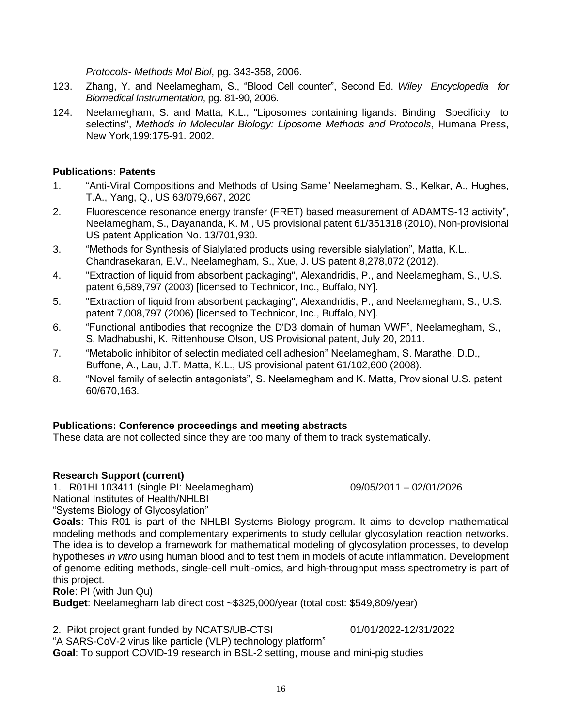*Protocols- Methods Mol Biol*, pg. 343-358, 2006.

123. Zhang, Y. and Neelamegham, S., "Blood Cell counter", Second Ed. *Wiley Encyclopedia for Biomedical Instrumentation*, pg. 81-90, 2006.

124. Neelamegham, S. and Matta, K.L., "Liposomes containing ligands: Binding Specificity to selectins", *Methods in Molecular Biology: Liposome Methods and Protocols*, Humana Press, New York, 199:175-91. 2002.

**Publications: Patents**

1. "Anti-Viral Compositions and Methods of Using Same" Neelamegham, S., Kelkar, A., Hughes, T.A., Yang, Q., US 63/079,667, 2020
2. Fluorescence resonance energy transfer (FRET) based measurement of ADAMTS-13 activity", Neelamegham, S., Dayananda, K. M., US provisional patent 61/351318 (2010), Non-provisional US patent Application No. 13/701,930.
3. "Methods for Synthesis of Sialylated products using reversible sialylation", Matta, K.L., Chandrasekaran, E.V., Neelamegham, S., Xue, J. US patent 8,278,072 (2012).
4. "Extraction of liquid from absorbent packaging", Alexandridis, P., and Neelamegham, S., U.S. patent 6,589,797 (2003) [licensed to Technicor, Inc., Buffalo, NY].
5. "Extraction of liquid from absorbent packaging", Alexandridis, P., and Neelamegham, S., U.S. patent 7,008,797 (2006) [licensed to Technicor, Inc., Buffalo, NY].
6. "Functional antibodies that recognize the D'D3 domain of human VWF", Neelamegham, S., S. Madhabushi, K. Rittenhouse Olson, US Provisional patent, July 20, 2011.
7. "Metabolic inhibitor of selectin mediated cell adhesion" Neelamegham, S. Marathe, D.D., Buffone, A., Lau, J.T. Matta, K.L., US provisional patent 61/102,600 (2008).
8. "Novel family of selectin antagonists", S. Neelamegham and K. Matta, Provisional U.S. patent 60/670,163.

**Publications: Conference proceedings and meeting abstracts**

These data are not collected since they are too many of them to track systematically.

**Research Support (current)**

1. R01HL103411 (single PI: Neelamegham) 09/05/2011 – 02/01/2026
National Institutes of Health/NHLBI
"Systems Biology of Glycosylation"
**Goals**: This R01 is part of the NHLBI Systems Biology program. It aims to develop mathematical modeling methods and complementary experiments to study cellular glycosylation reaction networks. The idea is to develop a framework for mathematical modeling of glycosylation processes, to develop hypotheses *in vitro* using human blood and to test them in models of acute inflammation. Development of genome editing methods, single-cell multi-omics, and high-throughput mass spectrometry is part of this project.
**Role**: PI (with Jun Qu)
**Budget**: Neelamegham lab direct cost ~$325,000/year (total cost: $549,809/year)

2. Pilot project grant funded by NCATS/UB-CTSI 01/01/2022-12/31/2022
"A SARS-CoV-2 virus like particle (VLP) technology platform"
**Goal**: To support COVID-19 research in BSL-2 setting, mouse and mini-pig studies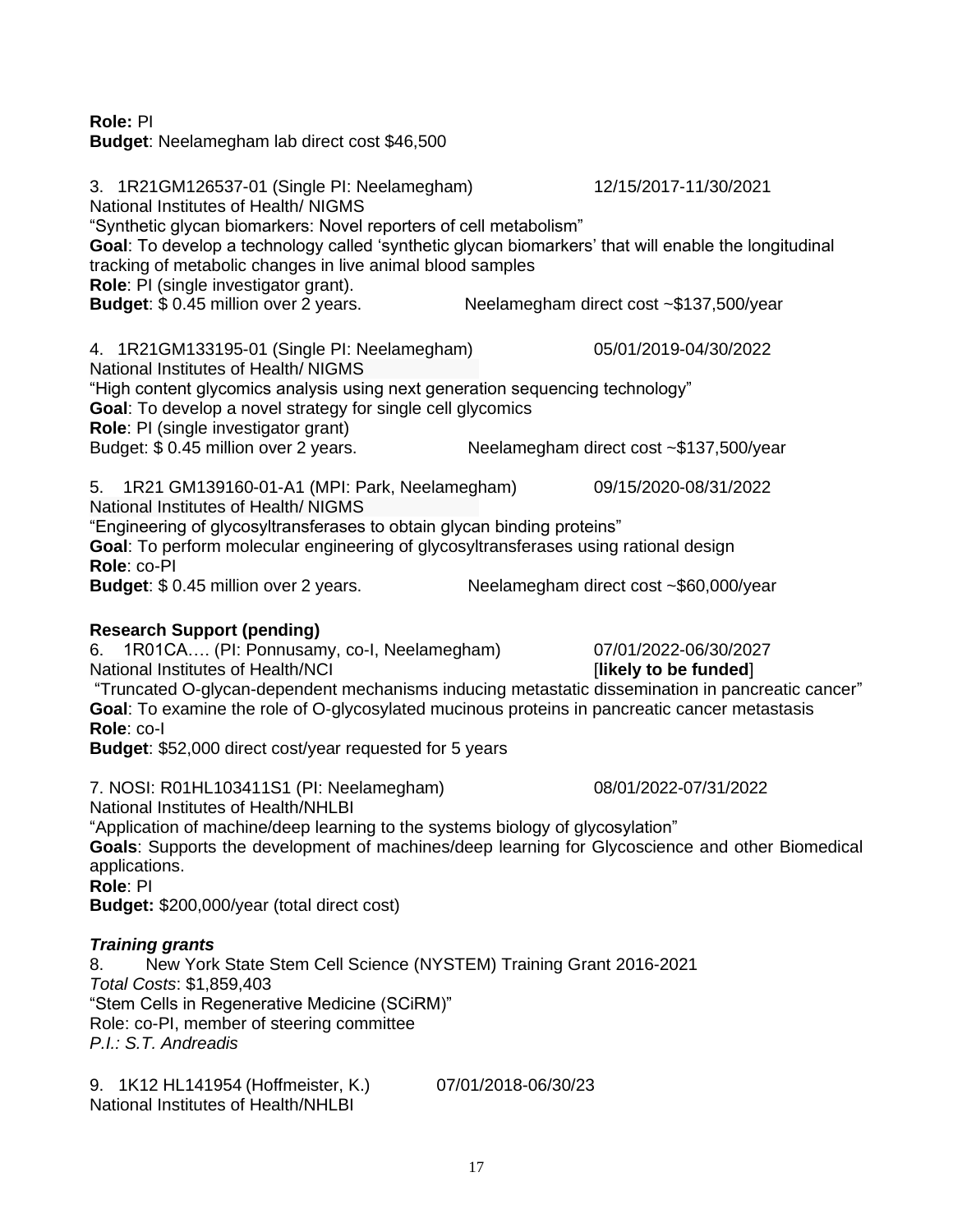**Role:** PI
**Budget**: Neelamegham lab direct cost $46,500

3. 1R21GM126537-01 (Single PI: Neelamegham) 12/15/2017-11/30/2021
National Institutes of Health/ NIGMS
"Synthetic glycan biomarkers: Novel reporters of cell metabolism"
**Goal**: To develop a technology called 'synthetic glycan biomarkers' that will enable the longitudinal tracking of metabolic changes in live animal blood samples
**Role**: PI (single investigator grant).
**Budget**: $ 0.45 million over 2 years. Neelamegham direct cost ~$137,500/year

4. 1R21GM133195-01 (Single PI: Neelamegham) 05/01/2019-04/30/2022
National Institutes of Health/ NIGMS
"High content glycomics analysis using next generation sequencing technology"
**Goal**: To develop a novel strategy for single cell glycomics
**Role**: PI (single investigator grant)
Budget: $ 0.45 million over 2 years. Neelamegham direct cost ~$137,500/year

5. 1R21 GM139160-01-A1 (MPI: Park, Neelamegham) 09/15/2020-08/31/2022
National Institutes of Health/ NIGMS
"Engineering of glycosyltransferases to obtain glycan binding proteins"
**Goal**: To perform molecular engineering of glycosyltransferases using rational design
**Role**: co-PI
**Budget**: $ 0.45 million over 2 years. Neelamegham direct cost ~$60,000/year

**Research Support (pending)**

6. 1R01CA…. (PI: Ponnusamy, co-I, Neelamegham) 07/01/2022-06/30/2027
National Institutes of Health/NCI [**likely to be funded**]
"Truncated O-glycan-dependent mechanisms inducing metastatic dissemination in pancreatic cancer"
**Goal**: To examine the role of O-glycosylated mucinous proteins in pancreatic cancer metastasis
**Role**: co-I
**Budget**: $52,000 direct cost/year requested for 5 years

7. NOSI: R01HL103411S1 (PI: Neelamegham) 08/01/2022-07/31/2022
National Institutes of Health/NHLBI
"Application of machine/deep learning to the systems biology of glycosylation"
**Goals**: Supports the development of machines/deep learning for Glycoscience and other Biomedical applications.
**Role**: PI
**Budget:** $200,000/year (total direct cost)

***Training grants***

8. New York State Stem Cell Science (NYSTEM) Training Grant 2016-2021
*Total Costs*: $1,859,403
"Stem Cells in Regenerative Medicine (SCiRM)"
Role: co-PI, member of steering committee
*P.I.: S.T. Andreadis*

9. 1K12 HL141954 (Hoffmeister, K.) 07/01/2018-06/30/23
National Institutes of Health/NHLBI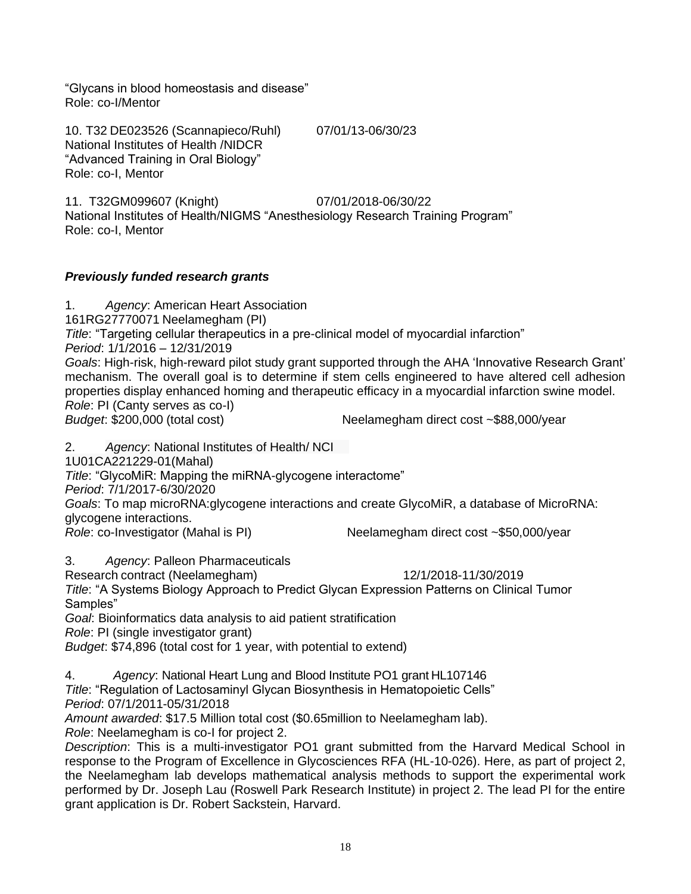"Glycans in blood homeostasis and disease"
Role: co-I/Mentor

10. T32 DE023526 (Scannapieco/Ruhl) 07/01/13-06/30/23
National Institutes of Health /NIDCR
"Advanced Training in Oral Biology"
Role: co-I, Mentor

11. T32GM099607 (Knight) 07/01/2018-06/30/22
National Institutes of Health/NIGMS "Anesthesiology Research Training Program"
Role: co-I, Mentor

***Previously funded research grants***

1. *Agency*: American Heart Association
161RG27770071 Neelamegham (PI)
*Title*: "Targeting cellular therapeutics in a pre-clinical model of myocardial infarction"
*Period*: 1/1/2016 – 12/31/2019
*Goals*: High-risk, high-reward pilot study grant supported through the AHA 'Innovative Research Grant' mechanism. The overall goal is to determine if stem cells engineered to have altered cell adhesion properties display enhanced homing and therapeutic efficacy in a myocardial infarction swine model.
*Role*: PI (Canty serves as co-I)
*Budget*: $200,000 (total cost) Neelamegham direct cost ~$88,000/year

2. *Agency*: National Institutes of Health/ NCI
1U01CA221229-01(Mahal)
*Title*: "GlycoMiR: Mapping the miRNA-glycogene interactome"
*Period*: 7/1/2017-6/30/2020
*Goals*: To map microRNA:glycogene interactions and create GlycoMiR, a database of MicroRNA: glycogene interactions.
*Role*: co-Investigator (Mahal is PI) Neelamegham direct cost ~$50,000/year

3. *Agency*: Palleon Pharmaceuticals
Research contract (Neelamegham) 12/1/2018-11/30/2019
*Title*: "A Systems Biology Approach to Predict Glycan Expression Patterns on Clinical Tumor Samples"
*Goal*: Bioinformatics data analysis to aid patient stratification
*Role*: PI (single investigator grant)
*Budget*: $74,896 (total cost for 1 year, with potential to extend)

4. *Agency*: National Heart Lung and Blood Institute PO1 grant HL107146
*Title*: "Regulation of Lactosaminyl Glycan Biosynthesis in Hematopoietic Cells"
*Period*: 07/1/2011-05/31/2018
*Amount awarded*: $17.5 Million total cost ($0.65million to Neelamegham lab).
*Role*: Neelamegham is co-I for project 2.
*Description*: This is a multi-investigator PO1 grant submitted from the Harvard Medical School in response to the Program of Excellence in Glycosciences RFA (HL-10-026). Here, as part of project 2, the Neelamegham lab develops mathematical analysis methods to support the experimental work performed by Dr. Joseph Lau (Roswell Park Research Institute) in project 2. The lead PI for the entire grant application is Dr. Robert Sackstein, Harvard.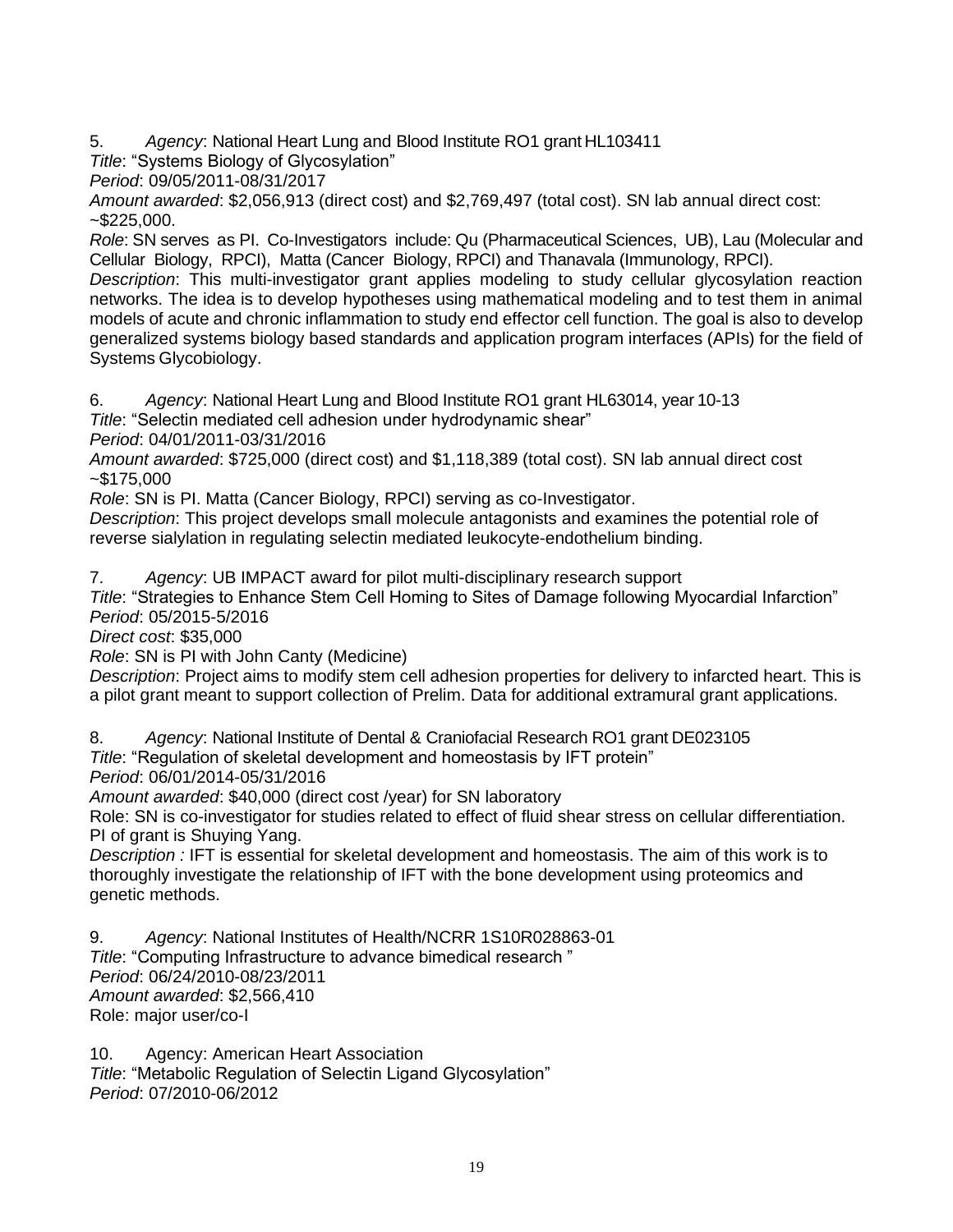5. *Agency*: National Heart Lung and Blood Institute RO1 grant HL103411
*Title*: "Systems Biology of Glycosylation"
*Period*: 09/05/2011-08/31/2017
*Amount awarded*: $2,056,913 (direct cost) and $2,769,497 (total cost). SN lab annual direct cost: ~$225,000.
*Role*: SN serves as PI. Co-Investigators include: Qu (Pharmaceutical Sciences, UB), Lau (Molecular and Cellular Biology, RPCI), Matta (Cancer Biology, RPCI) and Thanavala (Immunology, RPCI).
*Description*: This multi-investigator grant applies modeling to study cellular glycosylation reaction networks. The idea is to develop hypotheses using mathematical modeling and to test them in animal models of acute and chronic inflammation to study end effector cell function. The goal is also to develop generalized systems biology based standards and application program interfaces (APIs) for the field of Systems Glycobiology.

6. *Agency*: National Heart Lung and Blood Institute RO1 grant HL63014, year 10-13
*Title*: "Selectin mediated cell adhesion under hydrodynamic shear"
*Period*: 04/01/2011-03/31/2016
*Amount awarded*: $725,000 (direct cost) and $1,118,389 (total cost). SN lab annual direct cost ~$175,000
*Role*: SN is PI. Matta (Cancer Biology, RPCI) serving as co-Investigator.
*Description*: This project develops small molecule antagonists and examines the potential role of reverse sialylation in regulating selectin mediated leukocyte-endothelium binding.

7. *Agency*: UB IMPACT award for pilot multi-disciplinary research support
*Title*: "Strategies to Enhance Stem Cell Homing to Sites of Damage following Myocardial Infarction"
*Period*: 05/2015-5/2016
*Direct cost*: $35,000
*Role*: SN is PI with John Canty (Medicine)
*Description*: Project aims to modify stem cell adhesion properties for delivery to infarcted heart. This is a pilot grant meant to support collection of Prelim. Data for additional extramural grant applications.

8. *Agency*: National Institute of Dental & Craniofacial Research RO1 grant DE023105
*Title*: "Regulation of skeletal development and homeostasis by IFT protein"
*Period*: 06/01/2014-05/31/2016
*Amount awarded*: $40,000 (direct cost /year) for SN laboratory
Role: SN is co-investigator for studies related to effect of fluid shear stress on cellular differentiation. PI of grant is Shuying Yang.
*Description :* IFT is essential for skeletal development and homeostasis. The aim of this work is to thoroughly investigate the relationship of IFT with the bone development using proteomics and genetic methods.

9. *Agency*: National Institutes of Health/NCRR 1S10R028863-01
*Title*: "Computing Infrastructure to advance bimedical research "
*Period*: 06/24/2010-08/23/2011
*Amount awarded*: $2,566,410
Role: major user/co-I

10. Agency: American Heart Association
*Title*: "Metabolic Regulation of Selectin Ligand Glycosylation"
*Period*: 07/2010-06/2012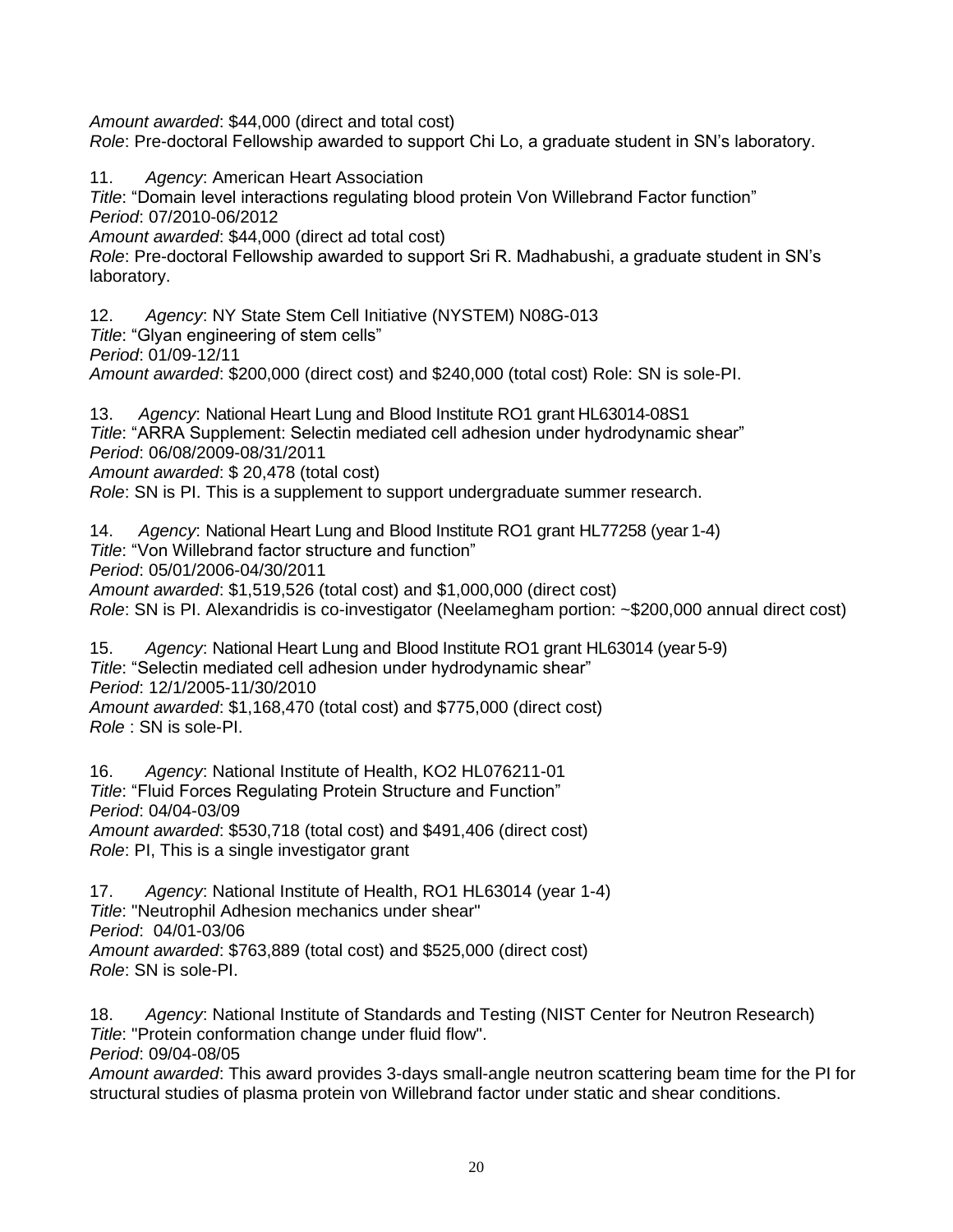*Amount awarded*: $44,000 (direct and total cost)
*Role*: Pre-doctoral Fellowship awarded to support Chi Lo, a graduate student in SN's laboratory.

11. *Agency*: American Heart Association
*Title*: "Domain level interactions regulating blood protein Von Willebrand Factor function"
*Period*: 07/2010-06/2012
*Amount awarded*: $44,000 (direct ad total cost)
*Role*: Pre-doctoral Fellowship awarded to support Sri R. Madhabushi, a graduate student in SN's laboratory.

12. *Agency*: NY State Stem Cell Initiative (NYSTEM) N08G-013
*Title*: "Glyan engineering of stem cells"
*Period*: 01/09-12/11
*Amount awarded*: $200,000 (direct cost) and $240,000 (total cost) Role: SN is sole-PI.

13. *Agency*: National Heart Lung and Blood Institute RO1 grant HL63014-08S1
*Title*: "ARRA Supplement: Selectin mediated cell adhesion under hydrodynamic shear"
*Period*: 06/08/2009-08/31/2011
*Amount awarded*: $ 20,478 (total cost)
*Role*: SN is PI. This is a supplement to support undergraduate summer research.

14. *Agency*: National Heart Lung and Blood Institute RO1 grant HL77258 (year 1-4)
*Title*: "Von Willebrand factor structure and function"
*Period*: 05/01/2006-04/30/2011
*Amount awarded*: $1,519,526 (total cost) and $1,000,000 (direct cost)
*Role*: SN is PI. Alexandridis is co-investigator (Neelamegham portion: ~$200,000 annual direct cost)

15. *Agency*: National Heart Lung and Blood Institute RO1 grant HL63014 (year 5-9)
*Title*: "Selectin mediated cell adhesion under hydrodynamic shear"
*Period*: 12/1/2005-11/30/2010
*Amount awarded*: $1,168,470 (total cost) and $775,000 (direct cost)
*Role* : SN is sole-PI.

16. *Agency*: National Institute of Health, KO2 HL076211-01
*Title*: "Fluid Forces Regulating Protein Structure and Function"
*Period*: 04/04-03/09
*Amount awarded*: $530,718 (total cost) and $491,406 (direct cost)
*Role*: PI, This is a single investigator grant

17. *Agency*: National Institute of Health, RO1 HL63014 (year 1-4)
*Title*: "Neutrophil Adhesion mechanics under shear"
*Period*: 04/01-03/06
*Amount awarded*: $763,889 (total cost) and $525,000 (direct cost)
*Role*: SN is sole-PI.

18. *Agency*: National Institute of Standards and Testing (NIST Center for Neutron Research)
*Title*: "Protein conformation change under fluid flow".
*Period*: 09/04-08/05
*Amount awarded*: This award provides 3-days small-angle neutron scattering beam time for the PI for structural studies of plasma protein von Willebrand factor under static and shear conditions.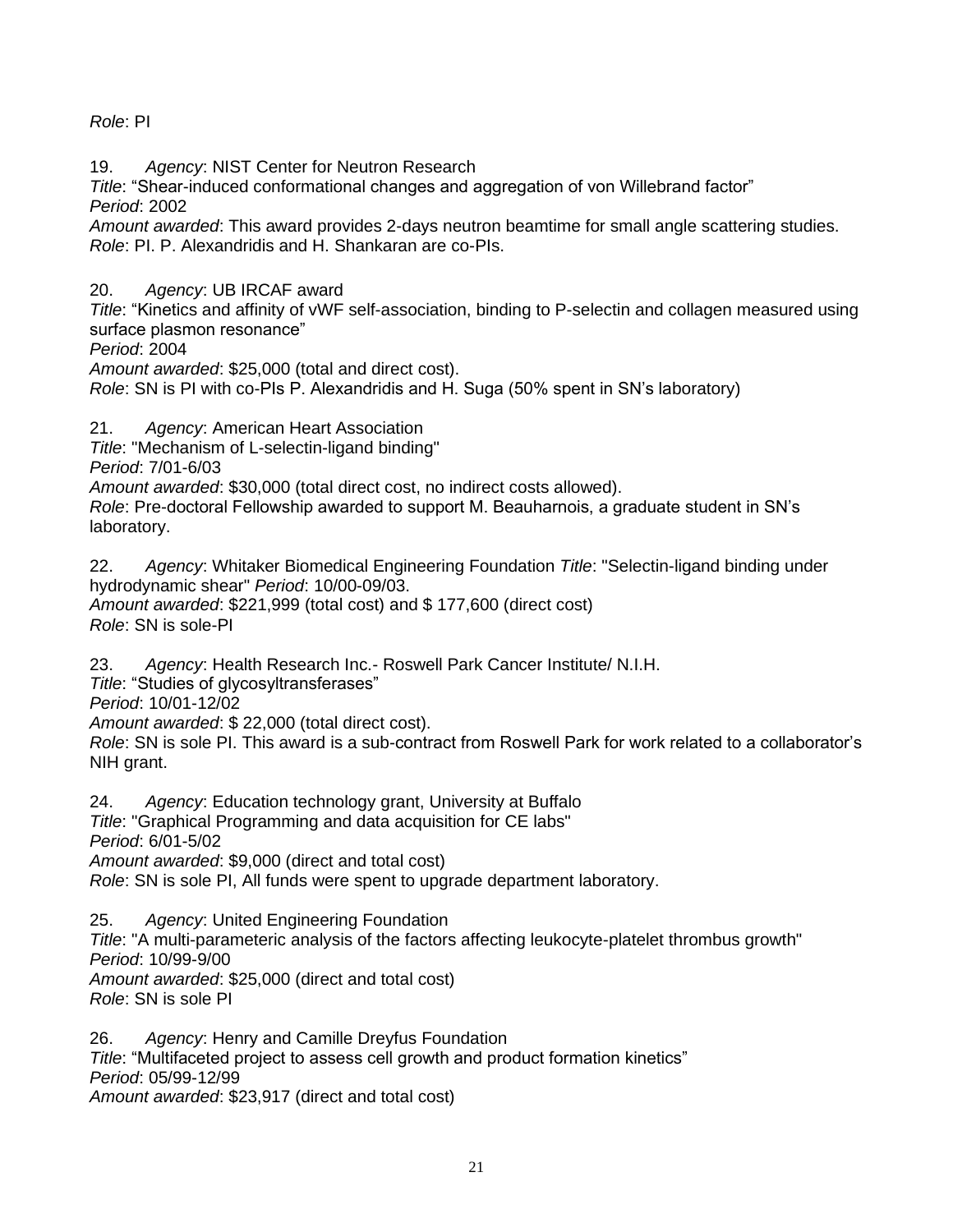*Role*: PI

19. *Agency*: NIST Center for Neutron Research
*Title*: “Shear-induced conformational changes and aggregation of von Willebrand factor”
*Period*: 2002
*Amount awarded*: This award provides 2-days neutron beamtime for small angle scattering studies.
*Role*: PI. P. Alexandridis and H. Shankaran are co-PIs.

20. *Agency*: UB IRCAF award
*Title*: “Kinetics and affinity of vWF self-association, binding to P-selectin and collagen measured using surface plasmon resonance”
*Period*: 2004
*Amount awarded*: $25,000 (total and direct cost).
*Role*: SN is PI with co-PIs P. Alexandridis and H. Suga (50% spent in SN’s laboratory)

21. *Agency*: American Heart Association
*Title*: "Mechanism of L-selectin-ligand binding"
*Period*: 7/01-6/03
*Amount awarded*: $30,000 (total direct cost, no indirect costs allowed).
*Role*: Pre-doctoral Fellowship awarded to support M. Beauharnois, a graduate student in SN’s laboratory.

22. *Agency*: Whitaker Biomedical Engineering Foundation *Title*: "Selectin-ligand binding under hydrodynamic shear" *Period*: 10/00-09/03.
*Amount awarded*: $221,999 (total cost) and $ 177,600 (direct cost)
*Role*: SN is sole-PI

23. *Agency*: Health Research Inc.- Roswell Park Cancer Institute/ N.I.H.
*Title*: “Studies of glycosyltransferases”
*Period*: 10/01-12/02
*Amount awarded*: $ 22,000 (total direct cost).
*Role*: SN is sole PI. This award is a sub-contract from Roswell Park for work related to a collaborator’s NIH grant.

24. *Agency*: Education technology grant, University at Buffalo
*Title*: "Graphical Programming and data acquisition for CE labs"
*Period*: 6/01-5/02
*Amount awarded*: $9,000 (direct and total cost)
*Role*: SN is sole PI, All funds were spent to upgrade department laboratory.

25. *Agency*: United Engineering Foundation
*Title*: "A multi-parameteric analysis of the factors affecting leukocyte-platelet thrombus growth"
*Period*: 10/99-9/00
*Amount awarded*: $25,000 (direct and total cost)
*Role*: SN is sole PI

26. *Agency*: Henry and Camille Dreyfus Foundation
*Title*: “Multifaceted project to assess cell growth and product formation kinetics”
*Period*: 05/99-12/99
*Amount awarded*: $23,917 (direct and total cost)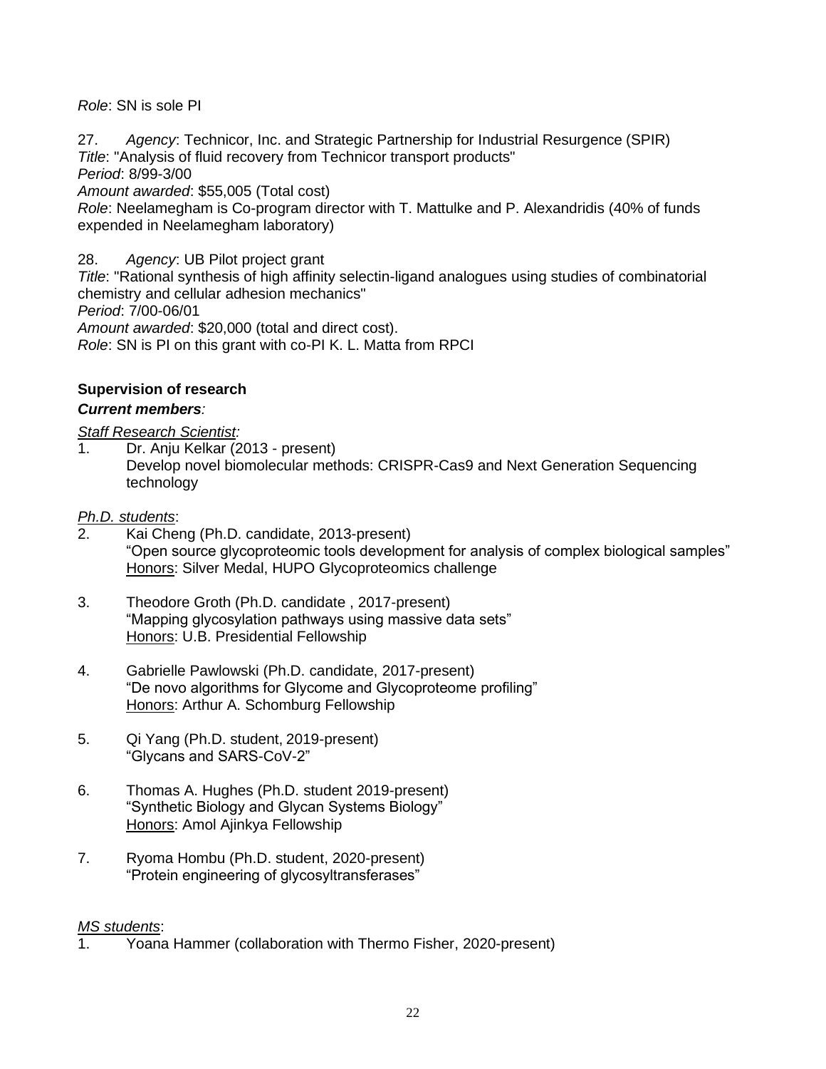*Role*: SN is sole PI

27. *Agency*: Technicor, Inc. and Strategic Partnership for Industrial Resurgence (SPIR)
*Title*: "Analysis of fluid recovery from Technicor transport products"
*Period*: 8/99-3/00
*Amount awarded*: $55,005 (Total cost)
*Role*: Neelamegham is Co-program director with T. Mattulke and P. Alexandridis (40% of funds expended in Neelamegham laboratory)

28. *Agency*: UB Pilot project grant
*Title*: "Rational synthesis of high affinity selectin-ligand analogues using studies of combinatorial chemistry and cellular adhesion mechanics"
*Period*: 7/00-06/01
*Amount awarded*: $20,000 (total and direct cost).
*Role*: SN is PI on this grant with co-PI K. L. Matta from RPCI

**Supervision of research**

***Current members***:

<u>*Staff Research Scientist:*</u>

1. Dr. Anju Kelkar (2013 - present)
   Develop novel biomolecular methods: CRISPR-Cas9 and Next Generation Sequencing technology

<u>*Ph.D. students*</u>:

2. Kai Cheng (Ph.D. candidate, 2013-present)
   "Open source glycoproteomic tools development for analysis of complex biological samples"
   <u>Honors</u>: Silver Medal, HUPO Glycoproteomics challenge

3. Theodore Groth (Ph.D. candidate , 2017-present)
   "Mapping glycosylation pathways using massive data sets"
   <u>Honors</u>: U.B. Presidential Fellowship

4. Gabrielle Pawlowski (Ph.D. candidate, 2017-present)
   "De novo algorithms for Glycome and Glycoproteome profiling"
   <u>Honors</u>: Arthur A. Schomburg Fellowship

5. Qi Yang (Ph.D. student, 2019-present)
   "Glycans and SARS-CoV-2"

6. Thomas A. Hughes (Ph.D. student 2019-present)
   "Synthetic Biology and Glycan Systems Biology"
   <u>Honors</u>: Amol Ajinkya Fellowship

7. Ryoma Hombu (Ph.D. student, 2020-present)
   "Protein engineering of glycosyltransferases"

<u>*MS students*</u>:

1. Yoana Hammer (collaboration with Thermo Fisher, 2020-present)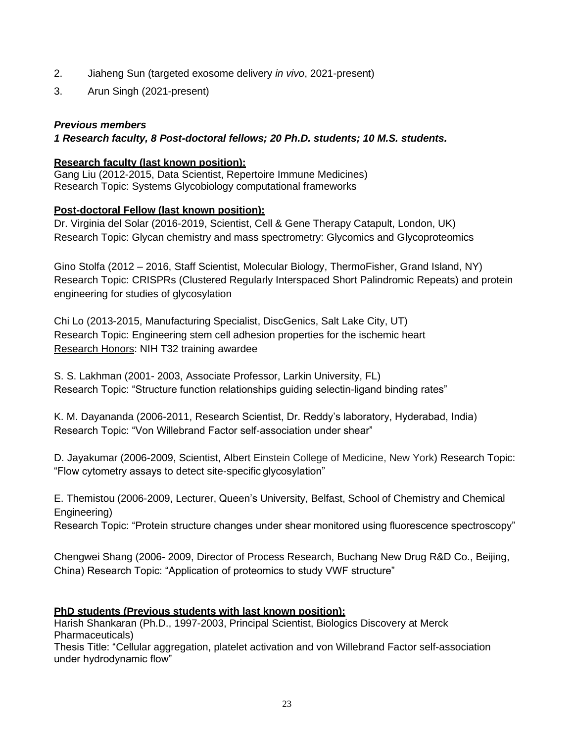2. Jiaheng Sun (targeted exosome delivery *in vivo*, 2021-present)
3. Arun Singh (2021-present)

***Previous members***
***1 Research faculty, 8 Post-doctoral fellows; 20 Ph.D. students; 10 M.S. students.***

**Research faculty (last known position):**
Gang Liu (2012-2015, Data Scientist, Repertoire Immune Medicines)
Research Topic: Systems Glycobiology computational frameworks

**Post-doctoral Fellow (last known position):**
Dr. Virginia del Solar (2016-2019, Scientist, Cell & Gene Therapy Catapult, London, UK)
Research Topic: Glycan chemistry and mass spectrometry: Glycomics and Glycoproteomics

Gino Stolfa (2012 – 2016, Staff Scientist, Molecular Biology, ThermoFisher, Grand Island, NY)
Research Topic: CRISPRs (Clustered Regularly Interspaced Short Palindromic Repeats) and protein engineering for studies of glycosylation

Chi Lo (2013-2015, Manufacturing Specialist, DiscGenics, Salt Lake City, UT)
Research Topic: Engineering stem cell adhesion properties for the ischemic heart
Research Honors: NIH T32 training awardee

S. S. Lakhman (2001- 2003, Associate Professor, Larkin University, FL)
Research Topic: "Structure function relationships guiding selectin-ligand binding rates"

K. M. Dayananda (2006-2011, Research Scientist, Dr. Reddy's laboratory, Hyderabad, India)
Research Topic: "Von Willebrand Factor self-association under shear"

D. Jayakumar (2006-2009, Scientist, Albert Einstein College of Medicine, New York) Research Topic: "Flow cytometry assays to detect site-specific glycosylation"

E. Themistou (2006-2009, Lecturer, Queen's University, Belfast, School of Chemistry and Chemical Engineering)
Research Topic: "Protein structure changes under shear monitored using fluorescence spectroscopy"

Chengwei Shang (2006- 2009, Director of Process Research, Buchang New Drug R&D Co., Beijing, China) Research Topic: "Application of proteomics to study VWF structure"

**PhD students (Previous students with last known position):**
Harish Shankaran (Ph.D., 1997-2003, Principal Scientist, Biologics Discovery at Merck Pharmaceuticals)
Thesis Title: "Cellular aggregation, platelet activation and von Willebrand Factor self-association under hydrodynamic flow"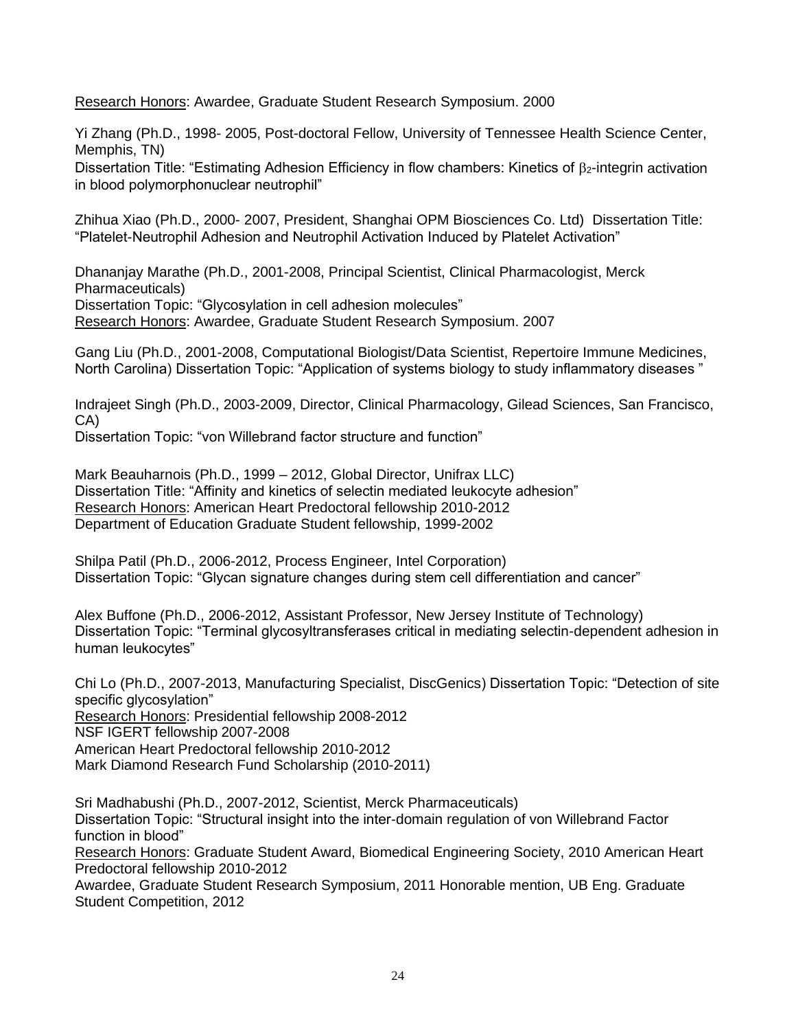<u>Research Honors</u>: Awardee, Graduate Student Research Symposium. 2000

Yi Zhang (Ph.D., 1998- 2005, Post-doctoral Fellow, University of Tennessee Health Science Center, Memphis, TN)
Dissertation Title: "Estimating Adhesion Efficiency in flow chambers: Kinetics of $\beta_2$-integrin activation in blood polymorphonuclear neutrophil"

Zhihua Xiao (Ph.D., 2000- 2007, President, Shanghai OPM Biosciences Co. Ltd) Dissertation Title: "Platelet-Neutrophil Adhesion and Neutrophil Activation Induced by Platelet Activation"

Dhananjay Marathe (Ph.D., 2001-2008, Principal Scientist, Clinical Pharmacologist, Merck Pharmaceuticals)
Dissertation Topic: "Glycosylation in cell adhesion molecules"
<u>Research Honors</u>: Awardee, Graduate Student Research Symposium. 2007

Gang Liu (Ph.D., 2001-2008, Computational Biologist/Data Scientist, Repertoire Immune Medicines, North Carolina) Dissertation Topic: "Application of systems biology to study inflammatory diseases "

Indrajeet Singh (Ph.D., 2003-2009, Director, Clinical Pharmacology, Gilead Sciences, San Francisco, CA)
Dissertation Topic: "von Willebrand factor structure and function"

Mark Beauharnois (Ph.D., 1999 – 2012, Global Director, Unifrax LLC)
Dissertation Title: "Affinity and kinetics of selectin mediated leukocyte adhesion"
<u>Research Honors</u>: American Heart Predoctoral fellowship 2010-2012
Department of Education Graduate Student fellowship, 1999-2002

Shilpa Patil (Ph.D., 2006-2012, Process Engineer, Intel Corporation)
Dissertation Topic: "Glycan signature changes during stem cell differentiation and cancer"

Alex Buffone (Ph.D., 2006-2012, Assistant Professor, New Jersey Institute of Technology)
Dissertation Topic: "Terminal glycosyltransferases critical in mediating selectin-dependent adhesion in human leukocytes"

Chi Lo (Ph.D., 2007-2013, Manufacturing Specialist, DiscGenics) Dissertation Topic: "Detection of site specific glycosylation"
<u>Research Honors</u>: Presidential fellowship 2008-2012
NSF IGERT fellowship 2007-2008
American Heart Predoctoral fellowship 2010-2012
Mark Diamond Research Fund Scholarship (2010-2011)

Sri Madhabushi (Ph.D., 2007-2012, Scientist, Merck Pharmaceuticals)
Dissertation Topic: "Structural insight into the inter-domain regulation of von Willebrand Factor function in blood"
<u>Research Honors</u>: Graduate Student Award, Biomedical Engineering Society, 2010 American Heart Predoctoral fellowship 2010-2012
Awardee, Graduate Student Research Symposium, 2011 Honorable mention, UB Eng. Graduate Student Competition, 2012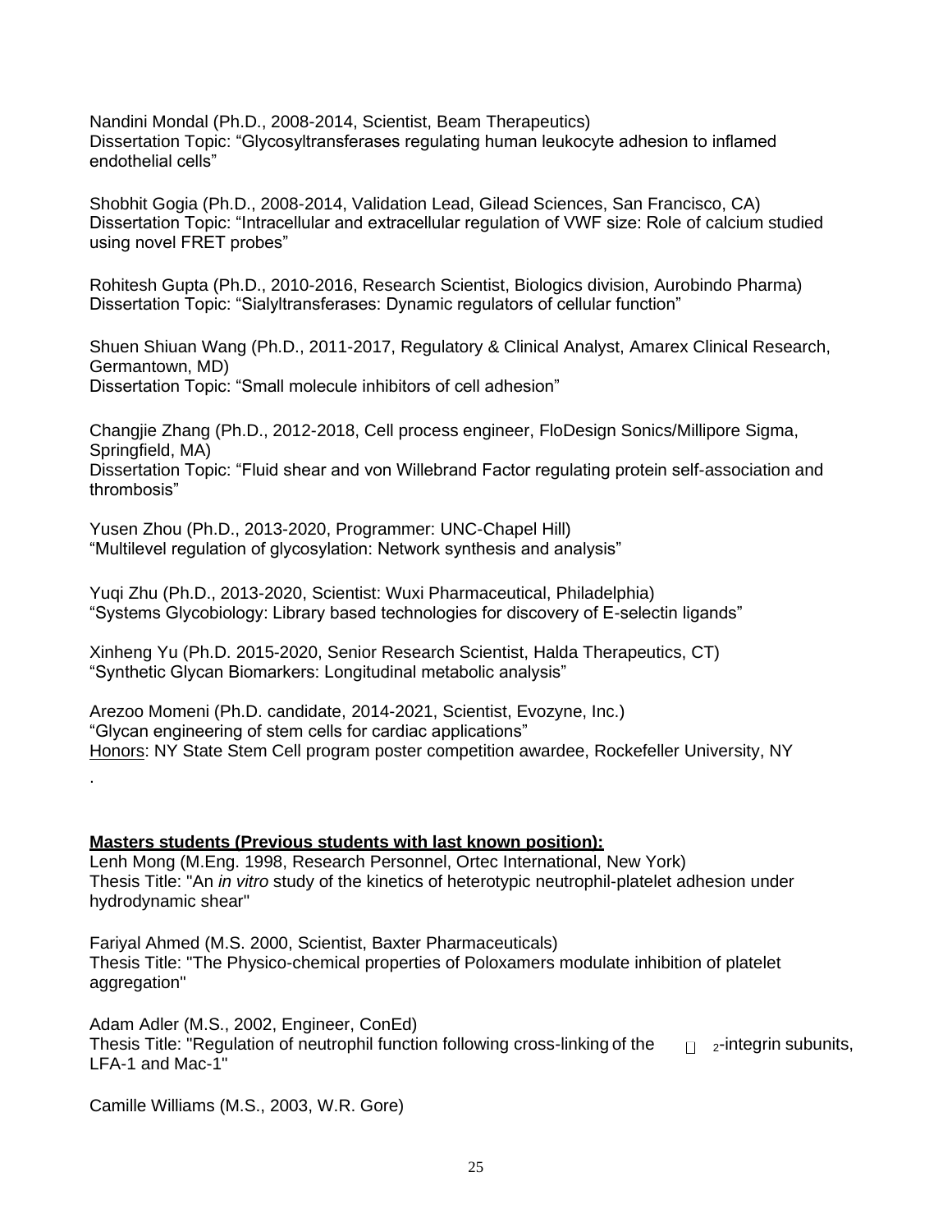Nandini Mondal (Ph.D., 2008-2014, Scientist, Beam Therapeutics)
Dissertation Topic: "Glycosyltransferases regulating human leukocyte adhesion to inflamed endothelial cells"

Shobhit Gogia (Ph.D., 2008-2014, Validation Lead, Gilead Sciences, San Francisco, CA)
Dissertation Topic: "Intracellular and extracellular regulation of VWF size: Role of calcium studied using novel FRET probes"

Rohitesh Gupta (Ph.D., 2010-2016, Research Scientist, Biologics division, Aurobindo Pharma)
Dissertation Topic: "Sialyltransferases: Dynamic regulators of cellular function"

Shuen Shiuan Wang (Ph.D., 2011-2017, Regulatory & Clinical Analyst, Amarex Clinical Research, Germantown, MD)
Dissertation Topic: "Small molecule inhibitors of cell adhesion"

Changjie Zhang (Ph.D., 2012-2018, Cell process engineer, FloDesign Sonics/Millipore Sigma, Springfield, MA)
Dissertation Topic: "Fluid shear and von Willebrand Factor regulating protein self-association and thrombosis"

Yusen Zhou (Ph.D., 2013-2020, Programmer: UNC-Chapel Hill)
"Multilevel regulation of glycosylation: Network synthesis and analysis"

Yuqi Zhu (Ph.D., 2013-2020, Scientist: Wuxi Pharmaceutical, Philadelphia)
"Systems Glycobiology: Library based technologies for discovery of E-selectin ligands"

Xinheng Yu (Ph.D. 2015-2020, Senior Research Scientist, Halda Therapeutics, CT)
"Synthetic Glycan Biomarkers: Longitudinal metabolic analysis"

Arezoo Momeni (Ph.D. candidate, 2014-2021, Scientist, Evozyne, Inc.)
"Glycan engineering of stem cells for cardiac applications"
Honors: NY State Stem Cell program poster competition awardee, Rockefeller University, NY

.

**Masters students (Previous students with last known position):**

Lenh Mong (M.Eng. 1998, Research Personnel, Ortec International, New York)
Thesis Title: "An *in vitro* study of the kinetics of heterotypic neutrophil-platelet adhesion under hydrodynamic shear"

Fariyal Ahmed (M.S. 2000, Scientist, Baxter Pharmaceuticals)
Thesis Title: "The Physico-chemical properties of Poloxamers modulate inhibition of platelet aggregation"

Adam Adler (M.S., 2002, Engineer, ConEd)
Thesis Title: "Regulation of neutrophil function following cross-linking of the $\beta_2$-integrin subunits, LFA-1 and Mac-1"

Camille Williams (M.S., 2003, W.R. Gore)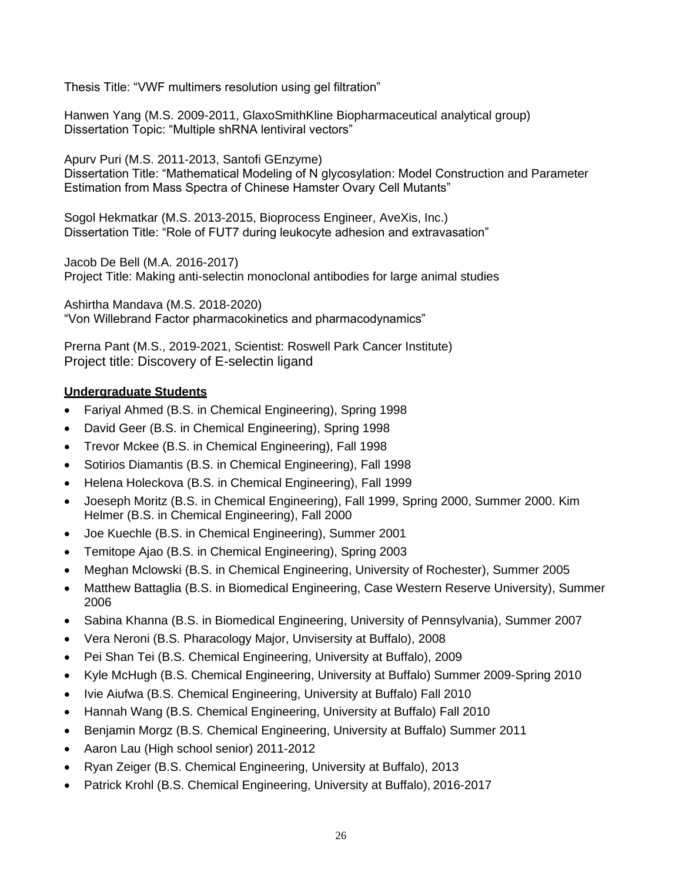Thesis Title: "VWF multimers resolution using gel filtration"

Hanwen Yang (M.S. 2009-2011, GlaxoSmithKline Biopharmaceutical analytical group)
Dissertation Topic: "Multiple shRNA lentiviral vectors"

Apurv Puri (M.S. 2011-2013, Santofi GEnzyme)
Dissertation Title: "Mathematical Modeling of N glycosylation: Model Construction and Parameter Estimation from Mass Spectra of Chinese Hamster Ovary Cell Mutants"

Sogol Hekmatkar (M.S. 2013-2015, Bioprocess Engineer, AveXis, Inc.)
Dissertation Title: "Role of FUT7 during leukocyte adhesion and extravasation"

Jacob De Bell (M.A. 2016-2017)
Project Title: Making anti-selectin monoclonal antibodies for large animal studies

Ashirtha Mandava (M.S. 2018-2020)
"Von Willebrand Factor pharmacokinetics and pharmacodynamics"

Prerna Pant (M.S., 2019-2021, Scientist: Roswell Park Cancer Institute)
Project title: Discovery of E-selectin ligand

**Undergraduate Students**

- Fariyal Ahmed (B.S. in Chemical Engineering), Spring 1998
- David Geer (B.S. in Chemical Engineering), Spring 1998
- Trevor Mckee (B.S. in Chemical Engineering), Fall 1998
- Sotirios Diamantis (B.S. in Chemical Engineering), Fall 1998
- Helena Holeckova (B.S. in Chemical Engineering), Fall 1999
- Joeseph Moritz (B.S. in Chemical Engineering), Fall 1999, Spring 2000, Summer 2000. Kim Helmer (B.S. in Chemical Engineering), Fall 2000
- Joe Kuechle (B.S. in Chemical Engineering), Summer 2001
- Temitope Ajao (B.S. in Chemical Engineering), Spring 2003
- Meghan Mclowski (B.S. in Chemical Engineering, University of Rochester), Summer 2005
- Matthew Battaglia (B.S. in Biomedical Engineering, Case Western Reserve University), Summer 2006
- Sabina Khanna (B.S. in Biomedical Engineering, University of Pennsylvania), Summer 2007
- Vera Neroni (B.S. Pharacology Major, Unvisersity at Buffalo), 2008
- Pei Shan Tei (B.S. Chemical Engineering, University at Buffalo), 2009
- Kyle McHugh (B.S. Chemical Engineering, University at Buffalo) Summer 2009-Spring 2010
- Ivie Aiufwa (B.S. Chemical Engineering, University at Buffalo) Fall 2010
- Hannah Wang (B.S. Chemical Engineering, University at Buffalo) Fall 2010
- Benjamin Morgz (B.S. Chemical Engineering, University at Buffalo) Summer 2011
- Aaron Lau (High school senior) 2011-2012
- Ryan Zeiger (B.S. Chemical Engineering, University at Buffalo), 2013
- Patrick Krohl (B.S. Chemical Engineering, University at Buffalo), 2016-2017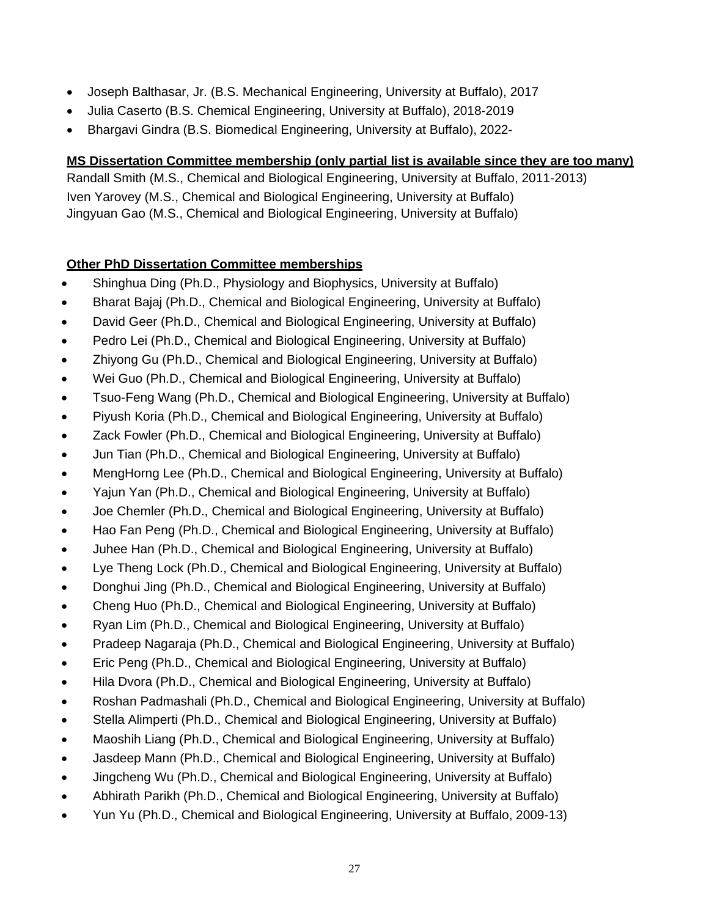- Joseph Balthasar, Jr. (B.S. Mechanical Engineering, University at Buffalo), 2017
- Julia Caserto (B.S. Chemical Engineering, University at Buffalo), 2018-2019
- Bhargavi Gindra (B.S. Biomedical Engineering, University at Buffalo), 2022-

**MS Dissertation Committee membership (only partial list is available since they are too many)**

Randall Smith (M.S., Chemical and Biological Engineering, University at Buffalo, 2011-2013)
Iven Yarovey (M.S., Chemical and Biological Engineering, University at Buffalo)
Jingyuan Gao (M.S., Chemical and Biological Engineering, University at Buffalo)

**Other PhD Dissertation Committee memberships**

- Shinghua Ding (Ph.D., Physiology and Biophysics, University at Buffalo)
- Bharat Bajaj (Ph.D., Chemical and Biological Engineering, University at Buffalo)
- David Geer (Ph.D., Chemical and Biological Engineering, University at Buffalo)
- Pedro Lei (Ph.D., Chemical and Biological Engineering, University at Buffalo)
- Zhiyong Gu (Ph.D., Chemical and Biological Engineering, University at Buffalo)
- Wei Guo (Ph.D., Chemical and Biological Engineering, University at Buffalo)
- Tsuo-Feng Wang (Ph.D., Chemical and Biological Engineering, University at Buffalo)
- Piyush Koria (Ph.D., Chemical and Biological Engineering, University at Buffalo)
- Zack Fowler (Ph.D., Chemical and Biological Engineering, University at Buffalo)
- Jun Tian (Ph.D., Chemical and Biological Engineering, University at Buffalo)
- MengHorng Lee (Ph.D., Chemical and Biological Engineering, University at Buffalo)
- Yajun Yan (Ph.D., Chemical and Biological Engineering, University at Buffalo)
- Joe Chemler (Ph.D., Chemical and Biological Engineering, University at Buffalo)
- Hao Fan Peng (Ph.D., Chemical and Biological Engineering, University at Buffalo)
- Juhee Han (Ph.D., Chemical and Biological Engineering, University at Buffalo)
- Lye Theng Lock (Ph.D., Chemical and Biological Engineering, University at Buffalo)
- Donghui Jing (Ph.D., Chemical and Biological Engineering, University at Buffalo)
- Cheng Huo (Ph.D., Chemical and Biological Engineering, University at Buffalo)
- Ryan Lim (Ph.D., Chemical and Biological Engineering, University at Buffalo)
- Pradeep Nagaraja (Ph.D., Chemical and Biological Engineering, University at Buffalo)
- Eric Peng (Ph.D., Chemical and Biological Engineering, University at Buffalo)
- Hila Dvora (Ph.D., Chemical and Biological Engineering, University at Buffalo)
- Roshan Padmashali (Ph.D., Chemical and Biological Engineering, University at Buffalo)
- Stella Alimperti (Ph.D., Chemical and Biological Engineering, University at Buffalo)
- Maoshih Liang (Ph.D., Chemical and Biological Engineering, University at Buffalo)
- Jasdeep Mann (Ph.D., Chemical and Biological Engineering, University at Buffalo)
- Jingcheng Wu (Ph.D., Chemical and Biological Engineering, University at Buffalo)
- Abhirath Parikh (Ph.D., Chemical and Biological Engineering, University at Buffalo)
- Yun Yu (Ph.D., Chemical and Biological Engineering, University at Buffalo, 2009-13)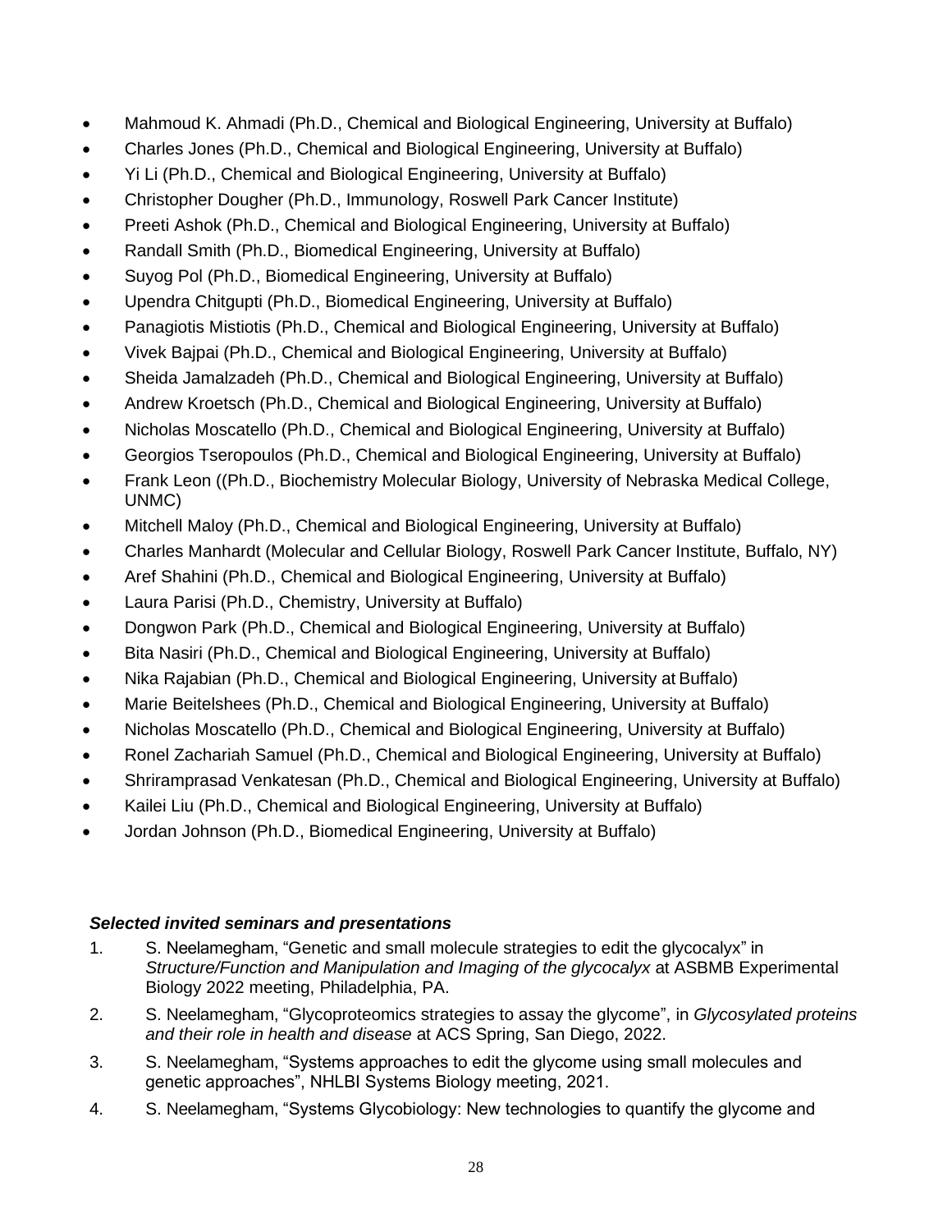- Mahmoud K. Ahmadi (Ph.D., Chemical and Biological Engineering, University at Buffalo)
- Charles Jones (Ph.D., Chemical and Biological Engineering, University at Buffalo)
- Yi Li (Ph.D., Chemical and Biological Engineering, University at Buffalo)
- Christopher Dougher (Ph.D., Immunology, Roswell Park Cancer Institute)
- Preeti Ashok (Ph.D., Chemical and Biological Engineering, University at Buffalo)
- Randall Smith (Ph.D., Biomedical Engineering, University at Buffalo)
- Suyog Pol (Ph.D., Biomedical Engineering, University at Buffalo)
- Upendra Chitgupti (Ph.D., Biomedical Engineering, University at Buffalo)
- Panagiotis Mistiotis (Ph.D., Chemical and Biological Engineering, University at Buffalo)
- Vivek Bajpai (Ph.D., Chemical and Biological Engineering, University at Buffalo)
- Sheida Jamalzadeh (Ph.D., Chemical and Biological Engineering, University at Buffalo)
- Andrew Kroetsch (Ph.D., Chemical and Biological Engineering, University at Buffalo)
- Nicholas Moscatello (Ph.D., Chemical and Biological Engineering, University at Buffalo)
- Georgios Tseropoulos (Ph.D., Chemical and Biological Engineering, University at Buffalo)
- Frank Leon ((Ph.D., Biochemistry Molecular Biology, University of Nebraska Medical College, UNMC)
- Mitchell Maloy (Ph.D., Chemical and Biological Engineering, University at Buffalo)
- Charles Manhardt (Molecular and Cellular Biology, Roswell Park Cancer Institute, Buffalo, NY)
- Aref Shahini (Ph.D., Chemical and Biological Engineering, University at Buffalo)
- Laura Parisi (Ph.D., Chemistry, University at Buffalo)
- Dongwon Park (Ph.D., Chemical and Biological Engineering, University at Buffalo)
- Bita Nasiri (Ph.D., Chemical and Biological Engineering, University at Buffalo)
- Nika Rajabian (Ph.D., Chemical and Biological Engineering, University at Buffalo)
- Marie Beitelshees (Ph.D., Chemical and Biological Engineering, University at Buffalo)
- Nicholas Moscatello (Ph.D., Chemical and Biological Engineering, University at Buffalo)
- Ronel Zachariah Samuel (Ph.D., Chemical and Biological Engineering, University at Buffalo)
- Shriramprasad Venkatesan (Ph.D., Chemical and Biological Engineering, University at Buffalo)
- Kailei Liu (Ph.D., Chemical and Biological Engineering, University at Buffalo)
- Jordan Johnson (Ph.D., Biomedical Engineering, University at Buffalo)

***Selected invited seminars and presentations***

1. S. Neelamegham, "Genetic and small molecule strategies to edit the glycocalyx" in *Structure/Function and Manipulation and Imaging of the glycocalyx* at ASBMB Experimental Biology 2022 meeting, Philadelphia, PA.
2. S. Neelamegham, "Glycoproteomics strategies to assay the glycome", in *Glycosylated proteins and their role in health and disease* at ACS Spring, San Diego, 2022.
3. S. Neelamegham, "Systems approaches to edit the glycome using small molecules and genetic approaches", NHLBI Systems Biology meeting, 2021.
4. S. Neelamegham, "Systems Glycobiology: New technologies to quantify the glycome and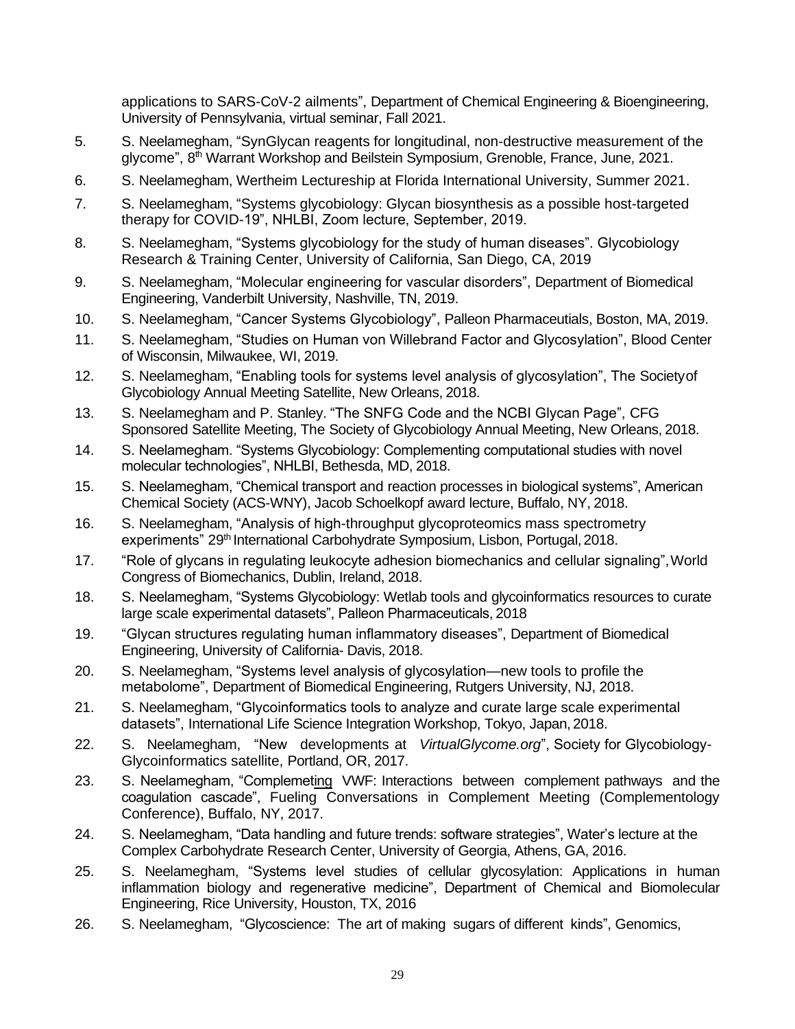applications to SARS-CoV-2 ailments", Department of Chemical Engineering & Bioengineering, University of Pennsylvania, virtual seminar, Fall 2021.

5. S. Neelamegham, "SynGlycan reagents for longitudinal, non-destructive measurement of the glycome", 8th Warrant Workshop and Beilstein Symposium, Grenoble, France, June, 2021.
6. S. Neelamegham, Wertheim Lectureship at Florida International University, Summer 2021.
7. S. Neelamegham, "Systems glycobiology: Glycan biosynthesis as a possible host-targeted therapy for COVID-19", NHLBI, Zoom lecture, September, 2019.
8. S. Neelamegham, "Systems glycobiology for the study of human diseases". Glycobiology Research & Training Center, University of California, San Diego, CA, 2019
9. S. Neelamegham, "Molecular engineering for vascular disorders", Department of Biomedical Engineering, Vanderbilt University, Nashville, TN, 2019.
10. S. Neelamegham, "Cancer Systems Glycobiology", Palleon Pharmaceutials, Boston, MA, 2019.
11. S. Neelamegham, "Studies on Human von Willebrand Factor and Glycosylation", Blood Center of Wisconsin, Milwaukee, WI, 2019.
12. S. Neelamegham, "Enabling tools for systems level analysis of glycosylation", The Societyof Glycobiology Annual Meeting Satellite, New Orleans, 2018.
13. S. Neelamegham and P. Stanley. "The SNFG Code and the NCBI Glycan Page", CFG Sponsored Satellite Meeting, The Society of Glycobiology Annual Meeting, New Orleans, 2018.
14. S. Neelamegham. "Systems Glycobiology: Complementing computational studies with novel molecular technologies", NHLBI, Bethesda, MD, 2018.
15. S. Neelamegham, "Chemical transport and reaction processes in biological systems", American Chemical Society (ACS-WNY), Jacob Schoelkopf award lecture, Buffalo, NY, 2018.
16. S. Neelamegham, "Analysis of high-throughput glycoproteomics mass spectrometry experiments" 29th International Carbohydrate Symposium, Lisbon, Portugal, 2018.
17. "Role of glycans in regulating leukocyte adhesion biomechanics and cellular signaling",World Congress of Biomechanics, Dublin, Ireland, 2018.
18. S. Neelamegham, "Systems Glycobiology: Wetlab tools and glycoinformatics resources to curate large scale experimental datasets", Palleon Pharmaceuticals, 2018
19. "Glycan structures regulating human inflammatory diseases", Department of Biomedical Engineering, University of California- Davis, 2018.
20. S. Neelamegham, "Systems level analysis of glycosylation—new tools to profile the metabolome", Department of Biomedical Engineering, Rutgers University, NJ, 2018.
21. S. Neelamegham, "Glycoinformatics tools to analyze and curate large scale experimental datasets", International Life Science Integration Workshop, Tokyo, Japan, 2018.
22. S. Neelamegham, "New developments at *VirtualGlycome.org*", Society for Glycobiology-Glycoinformatics satellite, Portland, OR, 2017.
23. S. Neelamegham, "Complemeting VWF: Interactions between complement pathways and the coagulation cascade", Fueling Conversations in Complement Meeting (Complementology Conference), Buffalo, NY, 2017.
24. S. Neelamegham, "Data handling and future trends: software strategies", Water's lecture at the Complex Carbohydrate Research Center, University of Georgia, Athens, GA, 2016.
25. S. Neelamegham, "Systems level studies of cellular glycosylation: Applications in human inflammation biology and regenerative medicine", Department of Chemical and Biomolecular Engineering, Rice University, Houston, TX, 2016
26. S. Neelamegham, "Glycoscience: The art of making sugars of different kinds", Genomics,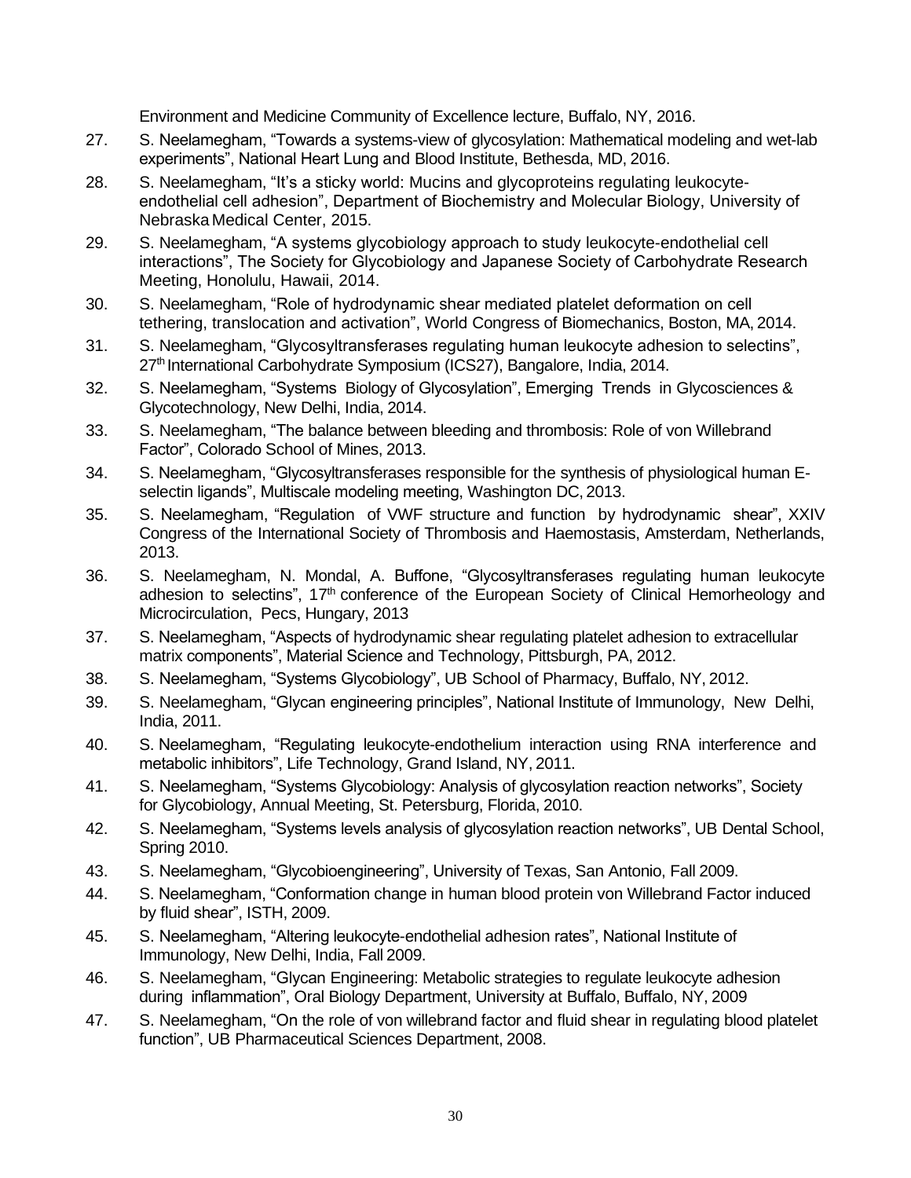Environment and Medicine Community of Excellence lecture, Buffalo, NY, 2016.

27. S. Neelamegham, "Towards a systems-view of glycosylation: Mathematical modeling and wet-lab experiments", National Heart Lung and Blood Institute, Bethesda, MD, 2016.
28. S. Neelamegham, "It's a sticky world: Mucins and glycoproteins regulating leukocyte-endothelial cell adhesion", Department of Biochemistry and Molecular Biology, University of Nebraska Medical Center, 2015.
29. S. Neelamegham, "A systems glycobiology approach to study leukocyte-endothelial cell interactions", The Society for Glycobiology and Japanese Society of Carbohydrate Research Meeting, Honolulu, Hawaii, 2014.
30. S. Neelamegham, "Role of hydrodynamic shear mediated platelet deformation on cell tethering, translocation and activation", World Congress of Biomechanics, Boston, MA, 2014.
31. S. Neelamegham, "Glycosyltransferases regulating human leukocyte adhesion to selectins", 27th International Carbohydrate Symposium (ICS27), Bangalore, India, 2014.
32. S. Neelamegham, "Systems Biology of Glycosylation", Emerging Trends in Glycosciences & Glycotechnology, New Delhi, India, 2014.
33. S. Neelamegham, "The balance between bleeding and thrombosis: Role of von Willebrand Factor", Colorado School of Mines, 2013.
34. S. Neelamegham, "Glycosyltransferases responsible for the synthesis of physiological human E-selectin ligands", Multiscale modeling meeting, Washington DC, 2013.
35. S. Neelamegham, "Regulation of VWF structure and function by hydrodynamic shear", XXIV Congress of the International Society of Thrombosis and Haemostasis, Amsterdam, Netherlands, 2013.
36. S. Neelamegham, N. Mondal, A. Buffone, "Glycosyltransferases regulating human leukocyte adhesion to selectins", 17th conference of the European Society of Clinical Hemorheology and Microcirculation, Pecs, Hungary, 2013
37. S. Neelamegham, "Aspects of hydrodynamic shear regulating platelet adhesion to extracellular matrix components", Material Science and Technology, Pittsburgh, PA, 2012.
38. S. Neelamegham, "Systems Glycobiology", UB School of Pharmacy, Buffalo, NY, 2012.
39. S. Neelamegham, "Glycan engineering principles", National Institute of Immunology, New Delhi, India, 2011.
40. S. Neelamegham, "Regulating leukocyte-endothelium interaction using RNA interference and metabolic inhibitors", Life Technology, Grand Island, NY, 2011.
41. S. Neelamegham, "Systems Glycobiology: Analysis of glycosylation reaction networks", Society for Glycobiology, Annual Meeting, St. Petersburg, Florida, 2010.
42. S. Neelamegham, "Systems levels analysis of glycosylation reaction networks", UB Dental School, Spring 2010.
43. S. Neelamegham, "Glycobioengineering", University of Texas, San Antonio, Fall 2009.
44. S. Neelamegham, "Conformation change in human blood protein von Willebrand Factor induced by fluid shear", ISTH, 2009.
45. S. Neelamegham, "Altering leukocyte-endothelial adhesion rates", National Institute of Immunology, New Delhi, India, Fall 2009.
46. S. Neelamegham, "Glycan Engineering: Metabolic strategies to regulate leukocyte adhesion during inflammation", Oral Biology Department, University at Buffalo, Buffalo, NY, 2009
47. S. Neelamegham, "On the role of von willebrand factor and fluid shear in regulating blood platelet function", UB Pharmaceutical Sciences Department, 2008.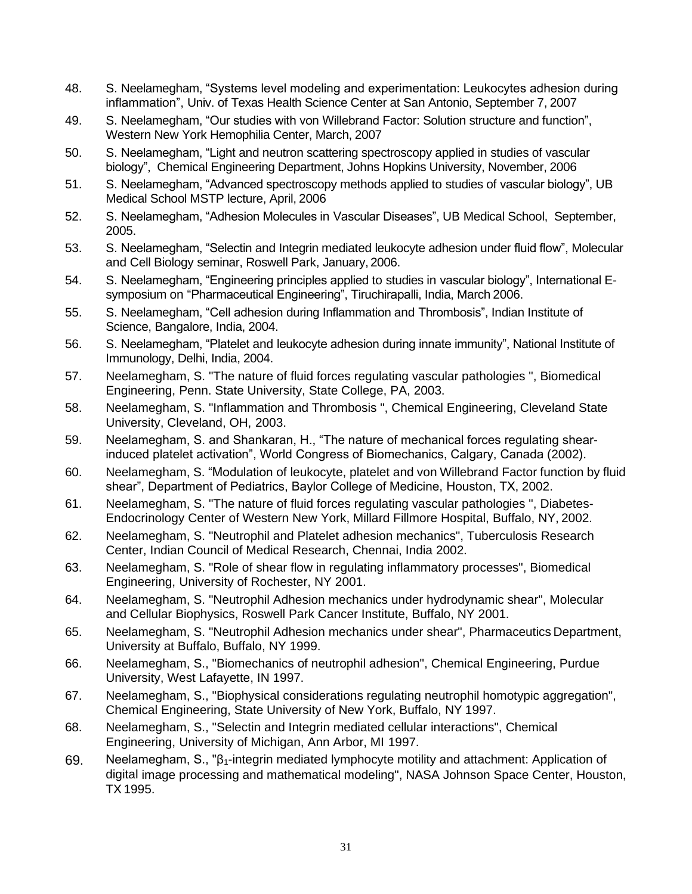48. S. Neelamegham, "Systems level modeling and experimentation: Leukocytes adhesion during inflammation", Univ. of Texas Health Science Center at San Antonio, September 7, 2007
49. S. Neelamegham, "Our studies with von Willebrand Factor: Solution structure and function", Western New York Hemophilia Center, March, 2007
50. S. Neelamegham, "Light and neutron scattering spectroscopy applied in studies of vascular biology", Chemical Engineering Department, Johns Hopkins University, November, 2006
51. S. Neelamegham, "Advanced spectroscopy methods applied to studies of vascular biology", UB Medical School MSTP lecture, April, 2006
52. S. Neelamegham, "Adhesion Molecules in Vascular Diseases", UB Medical School, September, 2005.
53. S. Neelamegham, "Selectin and Integrin mediated leukocyte adhesion under fluid flow", Molecular and Cell Biology seminar, Roswell Park, January, 2006.
54. S. Neelamegham, "Engineering principles applied to studies in vascular biology", International E-symposium on "Pharmaceutical Engineering", Tiruchirapalli, India, March 2006.
55. S. Neelamegham, "Cell adhesion during Inflammation and Thrombosis", Indian Institute of Science, Bangalore, India, 2004.
56. S. Neelamegham, "Platelet and leukocyte adhesion during innate immunity", National Institute of Immunology, Delhi, India, 2004.
57. Neelamegham, S. "The nature of fluid forces regulating vascular pathologies ", Biomedical Engineering, Penn. State University, State College, PA, 2003.
58. Neelamegham, S. "Inflammation and Thrombosis ", Chemical Engineering, Cleveland State University, Cleveland, OH, 2003.
59. Neelamegham, S. and Shankaran, H., "The nature of mechanical forces regulating shear-induced platelet activation", World Congress of Biomechanics, Calgary, Canada (2002).
60. Neelamegham, S. "Modulation of leukocyte, platelet and von Willebrand Factor function by fluid shear", Department of Pediatrics, Baylor College of Medicine, Houston, TX, 2002.
61. Neelamegham, S. "The nature of fluid forces regulating vascular pathologies ", Diabetes-Endocrinology Center of Western New York, Millard Fillmore Hospital, Buffalo, NY, 2002.
62. Neelamegham, S. "Neutrophil and Platelet adhesion mechanics", Tuberculosis Research Center, Indian Council of Medical Research, Chennai, India 2002.
63. Neelamegham, S. "Role of shear flow in regulating inflammatory processes", Biomedical Engineering, University of Rochester, NY 2001.
64. Neelamegham, S. "Neutrophil Adhesion mechanics under hydrodynamic shear", Molecular and Cellular Biophysics, Roswell Park Cancer Institute, Buffalo, NY 2001.
65. Neelamegham, S. "Neutrophil Adhesion mechanics under shear", Pharmaceutics Department, University at Buffalo, Buffalo, NY 1999.
66. Neelamegham, S., "Biomechanics of neutrophil adhesion", Chemical Engineering, Purdue University, West Lafayette, IN 1997.
67. Neelamegham, S., "Biophysical considerations regulating neutrophil homotypic aggregation", Chemical Engineering, State University of New York, Buffalo, NY 1997.
68. Neelamegham, S., "Selectin and Integrin mediated cellular interactions", Chemical Engineering, University of Michigan, Ann Arbor, MI 1997.
69. Neelamegham, S., "$\beta_1$-integrin mediated lymphocyte motility and attachment: Application of digital image processing and mathematical modeling", NASA Johnson Space Center, Houston, TX 1995.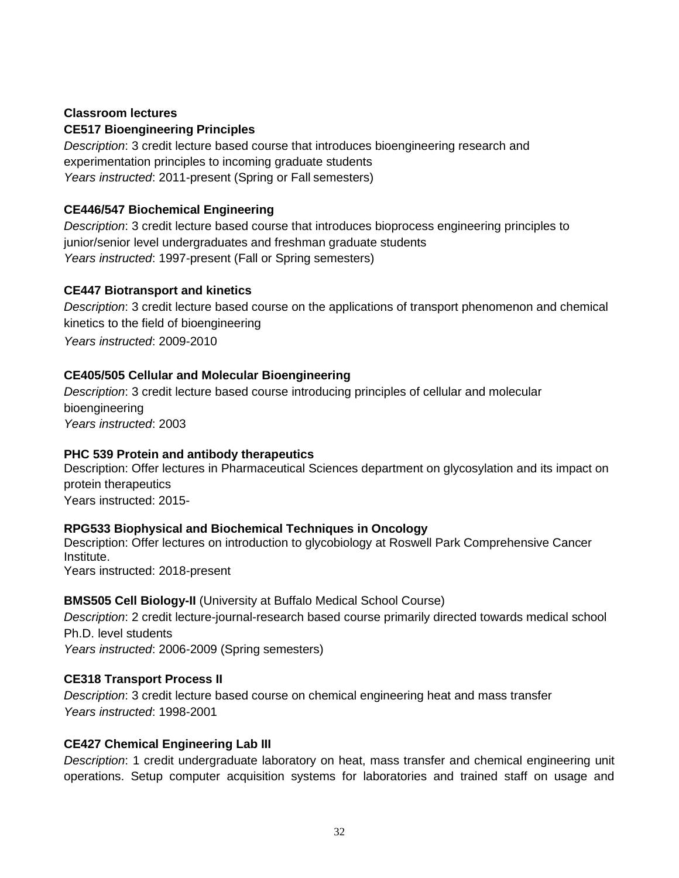**Classroom lectures**

**CE517 Bioengineering Principles**

*Description*: 3 credit lecture based course that introduces bioengineering research and experimentation principles to incoming graduate students
*Years instructed*: 2011-present (Spring or Fall semesters)

**CE446/547 Biochemical Engineering**

*Description*: 3 credit lecture based course that introduces bioprocess engineering principles to junior/senior level undergraduates and freshman graduate students
*Years instructed*: 1997-present (Fall or Spring semesters)

**CE447 Biotransport and kinetics**

*Description*: 3 credit lecture based course on the applications of transport phenomenon and chemical kinetics to the field of bioengineering
*Years instructed*: 2009-2010

**CE405/505 Cellular and Molecular Bioengineering**

*Description*: 3 credit lecture based course introducing principles of cellular and molecular bioengineering
*Years instructed*: 2003

**PHC 539 Protein and antibody therapeutics**

Description: Offer lectures in Pharmaceutical Sciences department on glycosylation and its impact on protein therapeutics
Years instructed: 2015-

**RPG533 Biophysical and Biochemical Techniques in Oncology**

Description: Offer lectures on introduction to glycobiology at Roswell Park Comprehensive Cancer Institute.
Years instructed: 2018-present

**BMS505 Cell Biology-II** (University at Buffalo Medical School Course)

*Description*: 2 credit lecture-journal-research based course primarily directed towards medical school Ph.D. level students
*Years instructed*: 2006-2009 (Spring semesters)

**CE318 Transport Process II**

*Description*: 3 credit lecture based course on chemical engineering heat and mass transfer
*Years instructed*: 1998-2001

**CE427 Chemical Engineering Lab III**

*Description*: 1 credit undergraduate laboratory on heat, mass transfer and chemical engineering unit operations. Setup computer acquisition systems for laboratories and trained staff on usage and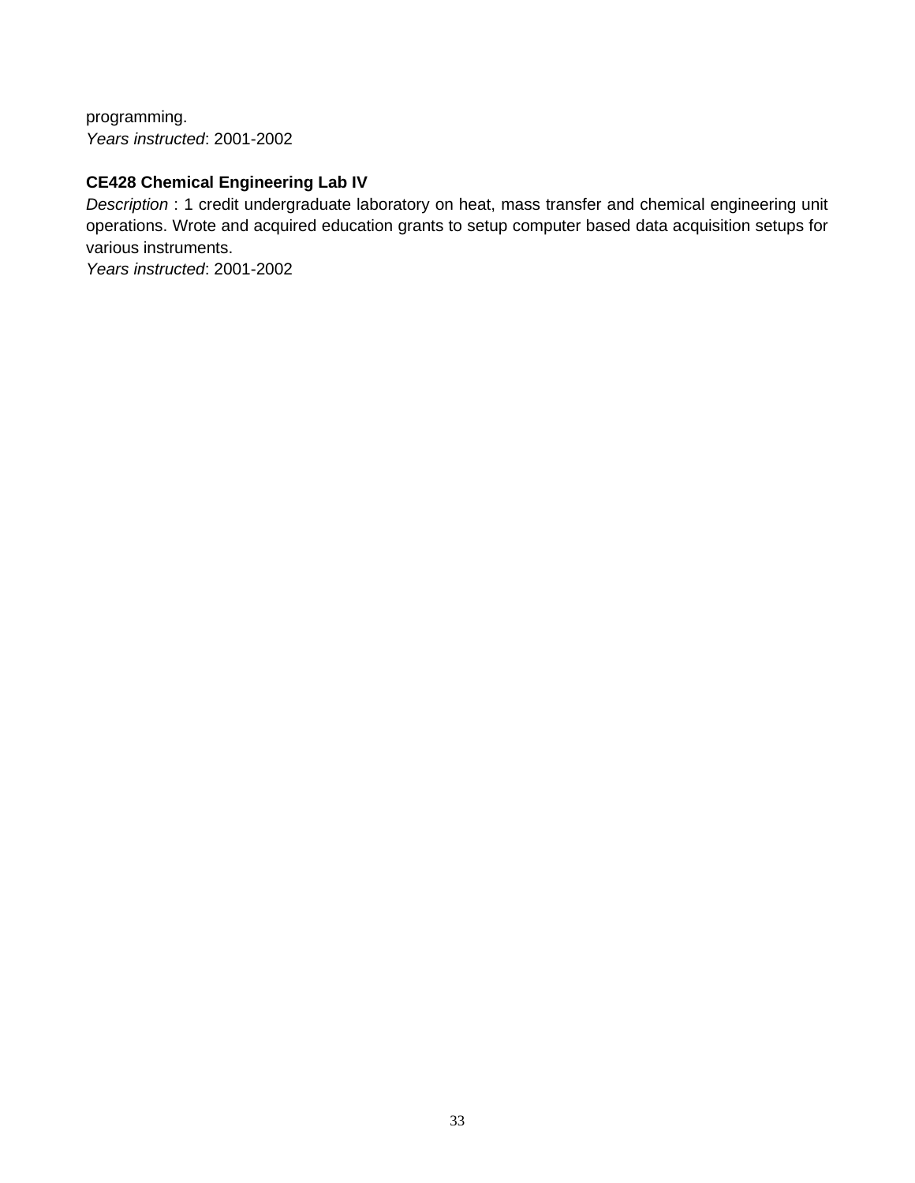programming.
*Years instructed*: 2001-2002

**CE428 Chemical Engineering Lab IV**

*Description* : 1 credit undergraduate laboratory on heat, mass transfer and chemical engineering unit operations. Wrote and acquired education grants to setup computer based data acquisition setups for various instruments.
*Years instructed*: 2001-2002